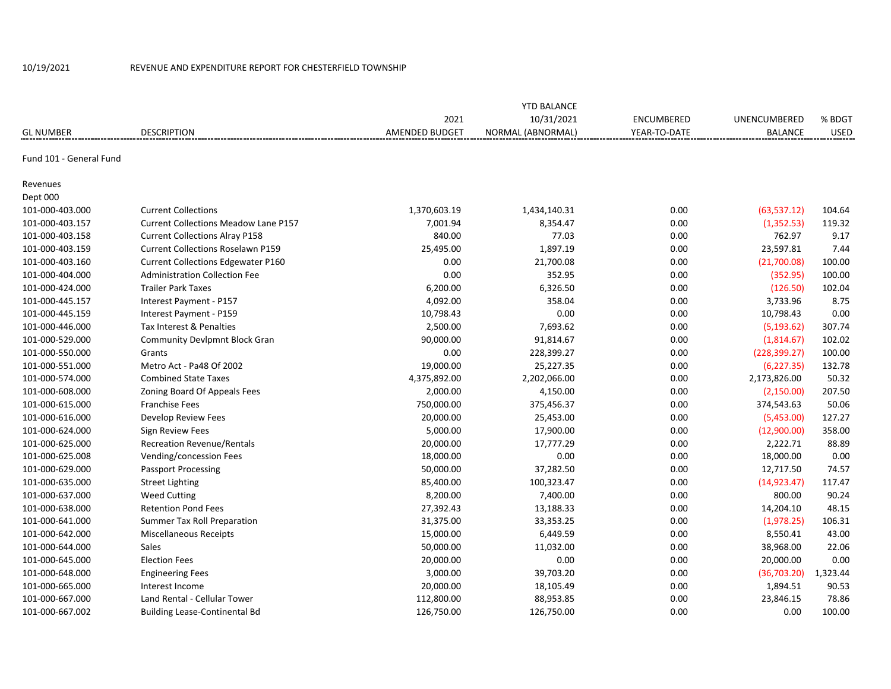10/19/2021 REVENUE AND EXPENDITURE REPORT FOR CHESTERFIELD TOWNSHIP

| GL NUMBER | DESCRIPTION | 2021 AMENDED BUDGET | YTD BALANCE 10/31/2021 NORMAL (ABNORMAL) | ENCUMBERED YEAR-TO-DATE | UNENCUMBERED BALANCE | % BDGT USED |
|---|---|---|---|---|---|---|
| Fund 101 - General Fund | | | | | | |
| Revenues | | | | | | |
| Dept 000 | | | | | | |
| 101-000-403.000 | Current Collections | 1,370,603.19 | 1,434,140.31 | 0.00 | (63,537.12) | 104.64 |
| 101-000-403.157 | Current Collections Meadow Lane P157 | 7,001.94 | 8,354.47 | 0.00 | (1,352.53) | 119.32 |
| 101-000-403.158 | Current Collections Alray P158 | 840.00 | 77.03 | 0.00 | 762.97 | 9.17 |
| 101-000-403.159 | Current Collections Roselawn P159 | 25,495.00 | 1,897.19 | 0.00 | 23,597.81 | 7.44 |
| 101-000-403.160 | Current Collections Edgewater P160 | 0.00 | 21,700.08 | 0.00 | (21,700.08) | 100.00 |
| 101-000-404.000 | Administration Collection Fee | 0.00 | 352.95 | 0.00 | (352.95) | 100.00 |
| 101-000-424.000 | Trailer Park Taxes | 6,200.00 | 6,326.50 | 0.00 | (126.50) | 102.04 |
| 101-000-445.157 | Interest Payment - P157 | 4,092.00 | 358.04 | 0.00 | 3,733.96 | 8.75 |
| 101-000-445.159 | Interest Payment - P159 | 10,798.43 | 0.00 | 0.00 | 10,798.43 | 0.00 |
| 101-000-446.000 | Tax Interest & Penalties | 2,500.00 | 7,693.62 | 0.00 | (5,193.62) | 307.74 |
| 101-000-529.000 | Community Devlpmnt Block Gran | 90,000.00 | 91,814.67 | 0.00 | (1,814.67) | 102.02 |
| 101-000-550.000 | Grants | 0.00 | 228,399.27 | 0.00 | (228,399.27) | 100.00 |
| 101-000-551.000 | Metro Act - Pa48 Of 2002 | 19,000.00 | 25,227.35 | 0.00 | (6,227.35) | 132.78 |
| 101-000-574.000 | Combined State Taxes | 4,375,892.00 | 2,202,066.00 | 0.00 | 2,173,826.00 | 50.32 |
| 101-000-608.000 | Zoning Board Of Appeals Fees | 2,000.00 | 4,150.00 | 0.00 | (2,150.00) | 207.50 |
| 101-000-615.000 | Franchise Fees | 750,000.00 | 375,456.37 | 0.00 | 374,543.63 | 50.06 |
| 101-000-616.000 | Develop Review Fees | 20,000.00 | 25,453.00 | 0.00 | (5,453.00) | 127.27 |
| 101-000-624.000 | Sign Review Fees | 5,000.00 | 17,900.00 | 0.00 | (12,900.00) | 358.00 |
| 101-000-625.000 | Recreation Revenue/Rentals | 20,000.00 | 17,777.29 | 0.00 | 2,222.71 | 88.89 |
| 101-000-625.008 | Vending/concession Fees | 18,000.00 | 0.00 | 0.00 | 18,000.00 | 0.00 |
| 101-000-629.000 | Passport Processing | 50,000.00 | 37,282.50 | 0.00 | 12,717.50 | 74.57 |
| 101-000-635.000 | Street Lighting | 85,400.00 | 100,323.47 | 0.00 | (14,923.47) | 117.47 |
| 101-000-637.000 | Weed Cutting | 8,200.00 | 7,400.00 | 0.00 | 800.00 | 90.24 |
| 101-000-638.000 | Retention Pond Fees | 27,392.43 | 13,188.33 | 0.00 | 14,204.10 | 48.15 |
| 101-000-641.000 | Summer Tax Roll Preparation | 31,375.00 | 33,353.25 | 0.00 | (1,978.25) | 106.31 |
| 101-000-642.000 | Miscellaneous Receipts | 15,000.00 | 6,449.59 | 0.00 | 8,550.41 | 43.00 |
| 101-000-644.000 | Sales | 50,000.00 | 11,032.00 | 0.00 | 38,968.00 | 22.06 |
| 101-000-645.000 | Election Fees | 20,000.00 | 0.00 | 0.00 | 20,000.00 | 0.00 |
| 101-000-648.000 | Engineering Fees | 3,000.00 | 39,703.20 | 0.00 | (36,703.20) | 1,323.44 |
| 101-000-665.000 | Interest Income | 20,000.00 | 18,105.49 | 0.00 | 1,894.51 | 90.53 |
| 101-000-667.000 | Land Rental - Cellular Tower | 112,800.00 | 88,953.85 | 0.00 | 23,846.15 | 78.86 |
| 101-000-667.002 | Building Lease-Continental Bd | 126,750.00 | 126,750.00 | 0.00 | 0.00 | 100.00 |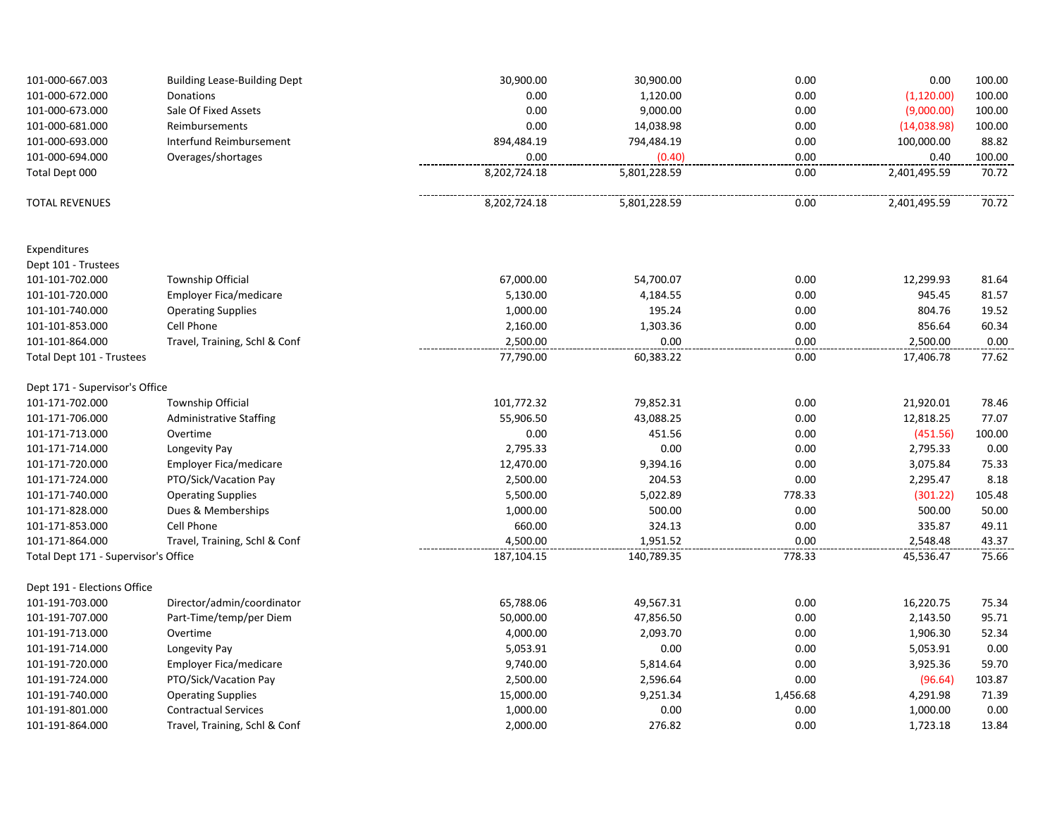| | | | | | | |
|---|---|---|---|---|---|---|
| 101-000-667.003 | Building Lease-Building Dept | 30,900.00 | 30,900.00 | 0.00 | 0.00 | 100.00 |
| 101-000-672.000 | Donations | 0.00 | 1,120.00 | 0.00 | (1,120.00) | 100.00 |
| 101-000-673.000 | Sale Of Fixed Assets | 0.00 | 9,000.00 | 0.00 | (9,000.00) | 100.00 |
| 101-000-681.000 | Reimbursements | 0.00 | 14,038.98 | 0.00 | (14,038.98) | 100.00 |
| 101-000-693.000 | Interfund Reimbursement | 894,484.19 | 794,484.19 | 0.00 | 100,000.00 | 88.82 |
| 101-000-694.000 | Overages/shortages | 0.00 | (0.40) | 0.00 | 0.40 | 100.00 |
| Total Dept 000 | | 8,202,724.18 | 5,801,228.59 | 0.00 | 2,401,495.59 | 70.72 |
| | | | | | | |
| TOTAL REVENUES | | 8,202,724.18 | 5,801,228.59 | 0.00 | 2,401,495.59 | 70.72 |
| | | | | | | |
| Expenditures | | | | | | |
| Dept 101 - Trustees | | | | | | |
| 101-101-702.000 | Township Official | 67,000.00 | 54,700.07 | 0.00 | 12,299.93 | 81.64 |
| 101-101-720.000 | Employer Fica/medicare | 5,130.00 | 4,184.55 | 0.00 | 945.45 | 81.57 |
| 101-101-740.000 | Operating Supplies | 1,000.00 | 195.24 | 0.00 | 804.76 | 19.52 |
| 101-101-853.000 | Cell Phone | 2,160.00 | 1,303.36 | 0.00 | 856.64 | 60.34 |
| 101-101-864.000 | Travel, Training, Schl & Conf | 2,500.00 | 0.00 | 0.00 | 2,500.00 | 0.00 |
| Total Dept 101 - Trustees | | 77,790.00 | 60,383.22 | 0.00 | 17,406.78 | 77.62 |
| | | | | | | |
| Dept 171 - Supervisor's Office | | | | | | |
| 101-171-702.000 | Township Official | 101,772.32 | 79,852.31 | 0.00 | 21,920.01 | 78.46 |
| 101-171-706.000 | Administrative Staffing | 55,906.50 | 43,088.25 | 0.00 | 12,818.25 | 77.07 |
| 101-171-713.000 | Overtime | 0.00 | 451.56 | 0.00 | (451.56) | 100.00 |
| 101-171-714.000 | Longevity Pay | 2,795.33 | 0.00 | 0.00 | 2,795.33 | 0.00 |
| 101-171-720.000 | Employer Fica/medicare | 12,470.00 | 9,394.16 | 0.00 | 3,075.84 | 75.33 |
| 101-171-724.000 | PTO/Sick/Vacation Pay | 2,500.00 | 204.53 | 0.00 | 2,295.47 | 8.18 |
| 101-171-740.000 | Operating Supplies | 5,500.00 | 5,022.89 | 778.33 | (301.22) | 105.48 |
| 101-171-828.000 | Dues & Memberships | 1,000.00 | 500.00 | 0.00 | 500.00 | 50.00 |
| 101-171-853.000 | Cell Phone | 660.00 | 324.13 | 0.00 | 335.87 | 49.11 |
| 101-171-864.000 | Travel, Training, Schl & Conf | 4,500.00 | 1,951.52 | 0.00 | 2,548.48 | 43.37 |
| Total Dept 171 - Supervisor's Office | | 187,104.15 | 140,789.35 | 778.33 | 45,536.47 | 75.66 |
| | | | | | | |
| Dept 191 - Elections Office | | | | | | |
| 101-191-703.000 | Director/admin/coordinator | 65,788.06 | 49,567.31 | 0.00 | 16,220.75 | 75.34 |
| 101-191-707.000 | Part-Time/temp/per Diem | 50,000.00 | 47,856.50 | 0.00 | 2,143.50 | 95.71 |
| 101-191-713.000 | Overtime | 4,000.00 | 2,093.70 | 0.00 | 1,906.30 | 52.34 |
| 101-191-714.000 | Longevity Pay | 5,053.91 | 0.00 | 0.00 | 5,053.91 | 0.00 |
| 101-191-720.000 | Employer Fica/medicare | 9,740.00 | 5,814.64 | 0.00 | 3,925.36 | 59.70 |
| 101-191-724.000 | PTO/Sick/Vacation Pay | 2,500.00 | 2,596.64 | 0.00 | (96.64) | 103.87 |
| 101-191-740.000 | Operating Supplies | 15,000.00 | 9,251.34 | 1,456.68 | 4,291.98 | 71.39 |
| 101-191-801.000 | Contractual Services | 1,000.00 | 0.00 | 0.00 | 1,000.00 | 0.00 |
| 101-191-864.000 | Travel, Training, Schl & Conf | 2,000.00 | 276.82 | 0.00 | 1,723.18 | 13.84 |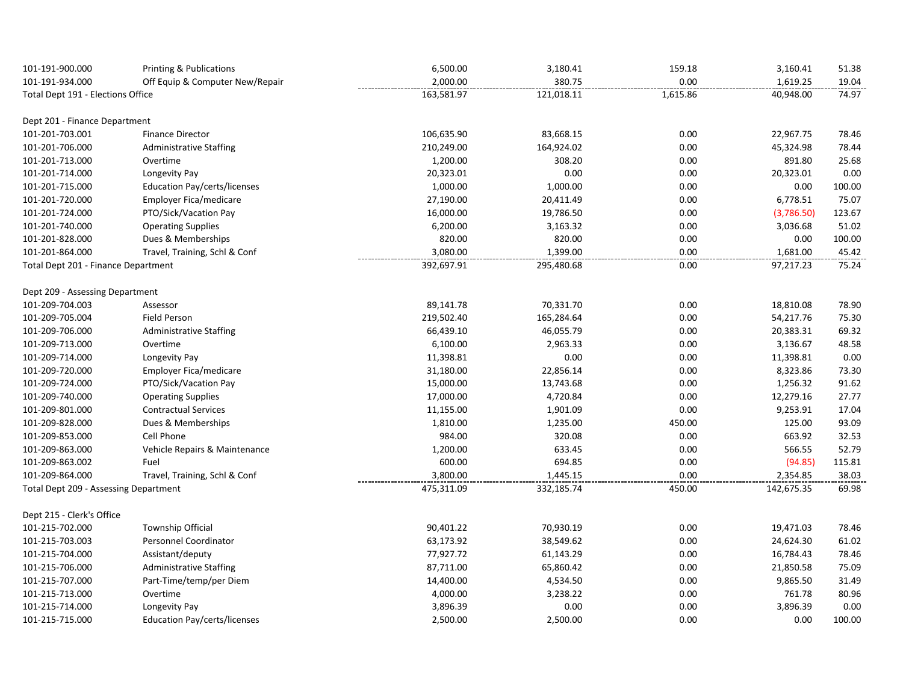| | | | | | | |
|---|---|---|---|---|---|---|
| 101-191-900.000 | Printing & Publications | 6,500.00 | 3,180.41 | 159.18 | 3,160.41 | 51.38 |
| 101-191-934.000 | Off Equip & Computer New/Repair | 2,000.00 | 380.75 | 0.00 | 1,619.25 | 19.04 |
| Total Dept 191 - Elections Office | | 163,581.97 | 121,018.11 | 1,615.86 | 40,948.00 | 74.97 |
| | | | | | | |
| Dept 201 - Finance Department | | | | | | |
| 101-201-703.001 | Finance Director | 106,635.90 | 83,668.15 | 0.00 | 22,967.75 | 78.46 |
| 101-201-706.000 | Administrative Staffing | 210,249.00 | 164,924.02 | 0.00 | 45,324.98 | 78.44 |
| 101-201-713.000 | Overtime | 1,200.00 | 308.20 | 0.00 | 891.80 | 25.68 |
| 101-201-714.000 | Longevity Pay | 20,323.01 | 0.00 | 0.00 | 20,323.01 | 0.00 |
| 101-201-715.000 | Education Pay/certs/licenses | 1,000.00 | 1,000.00 | 0.00 | 0.00 | 100.00 |
| 101-201-720.000 | Employer Fica/medicare | 27,190.00 | 20,411.49 | 0.00 | 6,778.51 | 75.07 |
| 101-201-724.000 | PTO/Sick/Vacation Pay | 16,000.00 | 19,786.50 | 0.00 | (3,786.50) | 123.67 |
| 101-201-740.000 | Operating Supplies | 6,200.00 | 3,163.32 | 0.00 | 3,036.68 | 51.02 |
| 101-201-828.000 | Dues & Memberships | 820.00 | 820.00 | 0.00 | 0.00 | 100.00 |
| 101-201-864.000 | Travel, Training, Schl & Conf | 3,080.00 | 1,399.00 | 0.00 | 1,681.00 | 45.42 |
| Total Dept 201 - Finance Department | | 392,697.91 | 295,480.68 | 0.00 | 97,217.23 | 75.24 |
| | | | | | | |
| Dept 209 - Assessing Department | | | | | | |
| 101-209-704.003 | Assessor | 89,141.78 | 70,331.70 | 0.00 | 18,810.08 | 78.90 |
| 101-209-705.004 | Field Person | 219,502.40 | 165,284.64 | 0.00 | 54,217.76 | 75.30 |
| 101-209-706.000 | Administrative Staffing | 66,439.10 | 46,055.79 | 0.00 | 20,383.31 | 69.32 |
| 101-209-713.000 | Overtime | 6,100.00 | 2,963.33 | 0.00 | 3,136.67 | 48.58 |
| 101-209-714.000 | Longevity Pay | 11,398.81 | 0.00 | 0.00 | 11,398.81 | 0.00 |
| 101-209-720.000 | Employer Fica/medicare | 31,180.00 | 22,856.14 | 0.00 | 8,323.86 | 73.30 |
| 101-209-724.000 | PTO/Sick/Vacation Pay | 15,000.00 | 13,743.68 | 0.00 | 1,256.32 | 91.62 |
| 101-209-740.000 | Operating Supplies | 17,000.00 | 4,720.84 | 0.00 | 12,279.16 | 27.77 |
| 101-209-801.000 | Contractual Services | 11,155.00 | 1,901.09 | 0.00 | 9,253.91 | 17.04 |
| 101-209-828.000 | Dues & Memberships | 1,810.00 | 1,235.00 | 450.00 | 125.00 | 93.09 |
| 101-209-853.000 | Cell Phone | 984.00 | 320.08 | 0.00 | 663.92 | 32.53 |
| 101-209-863.000 | Vehicle Repairs & Maintenance | 1,200.00 | 633.45 | 0.00 | 566.55 | 52.79 |
| 101-209-863.002 | Fuel | 600.00 | 694.85 | 0.00 | (94.85) | 115.81 |
| 101-209-864.000 | Travel, Training, Schl & Conf | 3,800.00 | 1,445.15 | 0.00 | 2,354.85 | 38.03 |
| Total Dept 209 - Assessing Department | | 475,311.09 | 332,185.74 | 450.00 | 142,675.35 | 69.98 |
| | | | | | | |
| Dept 215 - Clerk's Office | | | | | | |
| 101-215-702.000 | Township Official | 90,401.22 | 70,930.19 | 0.00 | 19,471.03 | 78.46 |
| 101-215-703.003 | Personnel Coordinator | 63,173.92 | 38,549.62 | 0.00 | 24,624.30 | 61.02 |
| 101-215-704.000 | Assistant/deputy | 77,927.72 | 61,143.29 | 0.00 | 16,784.43 | 78.46 |
| 101-215-706.000 | Administrative Staffing | 87,711.00 | 65,860.42 | 0.00 | 21,850.58 | 75.09 |
| 101-215-707.000 | Part-Time/temp/per Diem | 14,400.00 | 4,534.50 | 0.00 | 9,865.50 | 31.49 |
| 101-215-713.000 | Overtime | 4,000.00 | 3,238.22 | 0.00 | 761.78 | 80.96 |
| 101-215-714.000 | Longevity Pay | 3,896.39 | 0.00 | 0.00 | 3,896.39 | 0.00 |
| 101-215-715.000 | Education Pay/certs/licenses | 2,500.00 | 2,500.00 | 0.00 | 0.00 | 100.00 |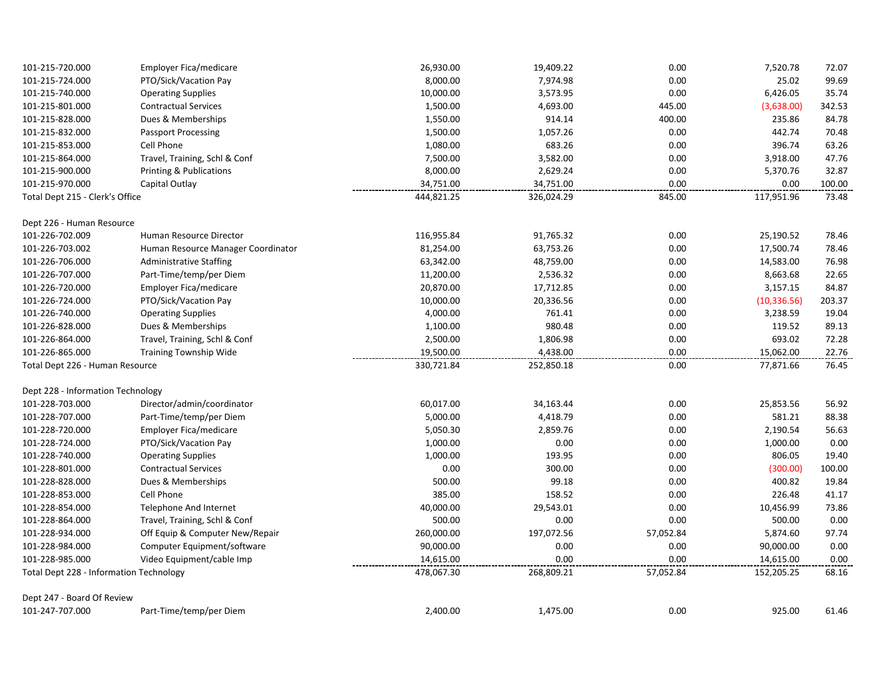| | | | | | | |
|---|---|---|---|---|---|---|
| 101-215-720.000 | Employer Fica/medicare | 26,930.00 | 19,409.22 | 0.00 | 7,520.78 | 72.07 |
| 101-215-724.000 | PTO/Sick/Vacation Pay | 8,000.00 | 7,974.98 | 0.00 | 25.02 | 99.69 |
| 101-215-740.000 | Operating Supplies | 10,000.00 | 3,573.95 | 0.00 | 6,426.05 | 35.74 |
| 101-215-801.000 | Contractual Services | 1,500.00 | 4,693.00 | 445.00 | (3,638.00) | 342.53 |
| 101-215-828.000 | Dues & Memberships | 1,550.00 | 914.14 | 400.00 | 235.86 | 84.78 |
| 101-215-832.000 | Passport Processing | 1,500.00 | 1,057.26 | 0.00 | 442.74 | 70.48 |
| 101-215-853.000 | Cell Phone | 1,080.00 | 683.26 | 0.00 | 396.74 | 63.26 |
| 101-215-864.000 | Travel, Training, Schl & Conf | 7,500.00 | 3,582.00 | 0.00 | 3,918.00 | 47.76 |
| 101-215-900.000 | Printing & Publications | 8,000.00 | 2,629.24 | 0.00 | 5,370.76 | 32.87 |
| 101-215-970.000 | Capital Outlay | 34,751.00 | 34,751.00 | 0.00 | 0.00 | 100.00 |
| Total Dept 215 - Clerk's Office | | 444,821.25 | 326,024.29 | 845.00 | 117,951.96 | 73.48 |
| | | | | | | |
| Dept 226 - Human Resource | | | | | | |
| 101-226-702.009 | Human Resource Director | 116,955.84 | 91,765.32 | 0.00 | 25,190.52 | 78.46 |
| 101-226-703.002 | Human Resource Manager Coordinator | 81,254.00 | 63,753.26 | 0.00 | 17,500.74 | 78.46 |
| 101-226-706.000 | Administrative Staffing | 63,342.00 | 48,759.00 | 0.00 | 14,583.00 | 76.98 |
| 101-226-707.000 | Part-Time/temp/per Diem | 11,200.00 | 2,536.32 | 0.00 | 8,663.68 | 22.65 |
| 101-226-720.000 | Employer Fica/medicare | 20,870.00 | 17,712.85 | 0.00 | 3,157.15 | 84.87 |
| 101-226-724.000 | PTO/Sick/Vacation Pay | 10,000.00 | 20,336.56 | 0.00 | (10,336.56) | 203.37 |
| 101-226-740.000 | Operating Supplies | 4,000.00 | 761.41 | 0.00 | 3,238.59 | 19.04 |
| 101-226-828.000 | Dues & Memberships | 1,100.00 | 980.48 | 0.00 | 119.52 | 89.13 |
| 101-226-864.000 | Travel, Training, Schl & Conf | 2,500.00 | 1,806.98 | 0.00 | 693.02 | 72.28 |
| 101-226-865.000 | Training Township Wide | 19,500.00 | 4,438.00 | 0.00 | 15,062.00 | 22.76 |
| Total Dept 226 - Human Resource | | 330,721.84 | 252,850.18 | 0.00 | 77,871.66 | 76.45 |
| | | | | | | |
| Dept 228 - Information Technology | | | | | | |
| 101-228-703.000 | Director/admin/coordinator | 60,017.00 | 34,163.44 | 0.00 | 25,853.56 | 56.92 |
| 101-228-707.000 | Part-Time/temp/per Diem | 5,000.00 | 4,418.79 | 0.00 | 581.21 | 88.38 |
| 101-228-720.000 | Employer Fica/medicare | 5,050.30 | 2,859.76 | 0.00 | 2,190.54 | 56.63 |
| 101-228-724.000 | PTO/Sick/Vacation Pay | 1,000.00 | 0.00 | 0.00 | 1,000.00 | 0.00 |
| 101-228-740.000 | Operating Supplies | 1,000.00 | 193.95 | 0.00 | 806.05 | 19.40 |
| 101-228-801.000 | Contractual Services | 0.00 | 300.00 | 0.00 | (300.00) | 100.00 |
| 101-228-828.000 | Dues & Memberships | 500.00 | 99.18 | 0.00 | 400.82 | 19.84 |
| 101-228-853.000 | Cell Phone | 385.00 | 158.52 | 0.00 | 226.48 | 41.17 |
| 101-228-854.000 | Telephone And Internet | 40,000.00 | 29,543.01 | 0.00 | 10,456.99 | 73.86 |
| 101-228-864.000 | Travel, Training, Schl & Conf | 500.00 | 0.00 | 0.00 | 500.00 | 0.00 |
| 101-228-934.000 | Off Equip & Computer New/Repair | 260,000.00 | 197,072.56 | 57,052.84 | 5,874.60 | 97.74 |
| 101-228-984.000 | Computer Equipment/software | 90,000.00 | 0.00 | 0.00 | 90,000.00 | 0.00 |
| 101-228-985.000 | Video Equipment/cable Imp | 14,615.00 | 0.00 | 0.00 | 14,615.00 | 0.00 |
| Total Dept 228 - Information Technology | | 478,067.30 | 268,809.21 | 57,052.84 | 152,205.25 | 68.16 |
| | | | | | | |
| Dept 247 - Board Of Review | | | | | | |
| 101-247-707.000 | Part-Time/temp/per Diem | 2,400.00 | 1,475.00 | 0.00 | 925.00 | 61.46 |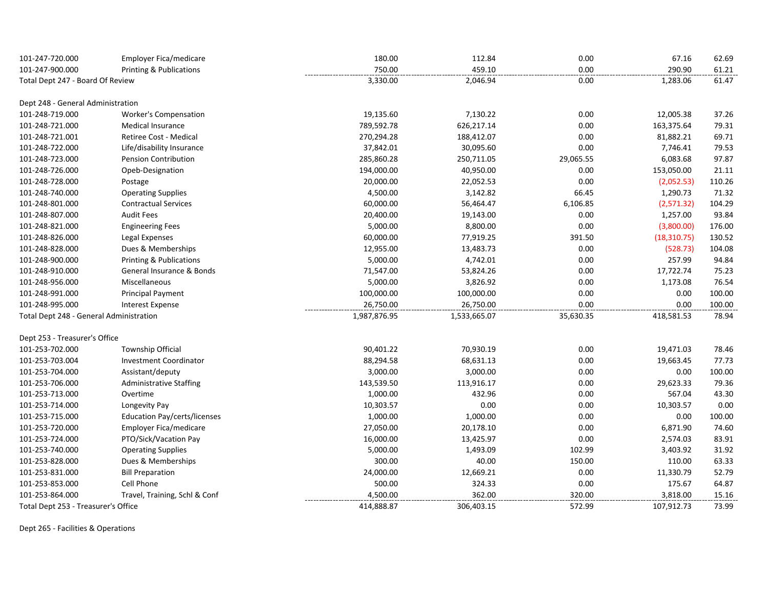| | | | | | | |
|---|---|---|---|---|---|---|
| 101-247-720.000 | Employer Fica/medicare | 180.00 | 112.84 | 0.00 | 67.16 | 62.69 |
| 101-247-900.000 | Printing & Publications | 750.00 | 459.10 | 0.00 | 290.90 | 61.21 |
| Total Dept 247 - Board Of Review | | 3,330.00 | 2,046.94 | 0.00 | 1,283.06 | 61.47 |
| | | | | | | |
| Dept 248 - General Administration | | | | | | |
| 101-248-719.000 | Worker's Compensation | 19,135.60 | 7,130.22 | 0.00 | 12,005.38 | 37.26 |
| 101-248-721.000 | Medical Insurance | 789,592.78 | 626,217.14 | 0.00 | 163,375.64 | 79.31 |
| 101-248-721.001 | Retiree Cost - Medical | 270,294.28 | 188,412.07 | 0.00 | 81,882.21 | 69.71 |
| 101-248-722.000 | Life/disability Insurance | 37,842.01 | 30,095.60 | 0.00 | 7,746.41 | 79.53 |
| 101-248-723.000 | Pension Contribution | 285,860.28 | 250,711.05 | 29,065.55 | 6,083.68 | 97.87 |
| 101-248-726.000 | Opeb-Designation | 194,000.00 | 40,950.00 | 0.00 | 153,050.00 | 21.11 |
| 101-248-728.000 | Postage | 20,000.00 | 22,052.53 | 0.00 | (2,052.53) | 110.26 |
| 101-248-740.000 | Operating Supplies | 4,500.00 | 3,142.82 | 66.45 | 1,290.73 | 71.32 |
| 101-248-801.000 | Contractual Services | 60,000.00 | 56,464.47 | 6,106.85 | (2,571.32) | 104.29 |
| 101-248-807.000 | Audit Fees | 20,400.00 | 19,143.00 | 0.00 | 1,257.00 | 93.84 |
| 101-248-821.000 | Engineering Fees | 5,000.00 | 8,800.00 | 0.00 | (3,800.00) | 176.00 |
| 101-248-826.000 | Legal Expenses | 60,000.00 | 77,919.25 | 391.50 | (18,310.75) | 130.52 |
| 101-248-828.000 | Dues & Memberships | 12,955.00 | 13,483.73 | 0.00 | (528.73) | 104.08 |
| 101-248-900.000 | Printing & Publications | 5,000.00 | 4,742.01 | 0.00 | 257.99 | 94.84 |
| 101-248-910.000 | General Insurance & Bonds | 71,547.00 | 53,824.26 | 0.00 | 17,722.74 | 75.23 |
| 101-248-956.000 | Miscellaneous | 5,000.00 | 3,826.92 | 0.00 | 1,173.08 | 76.54 |
| 101-248-991.000 | Principal Payment | 100,000.00 | 100,000.00 | 0.00 | 0.00 | 100.00 |
| 101-248-995.000 | Interest Expense | 26,750.00 | 26,750.00 | 0.00 | 0.00 | 100.00 |
| Total Dept 248 - General Administration | | 1,987,876.95 | 1,533,665.07 | 35,630.35 | 418,581.53 | 78.94 |
| | | | | | | |
| Dept 253 - Treasurer's Office | | | | | | |
| 101-253-702.000 | Township Official | 90,401.22 | 70,930.19 | 0.00 | 19,471.03 | 78.46 |
| 101-253-703.004 | Investment Coordinator | 88,294.58 | 68,631.13 | 0.00 | 19,663.45 | 77.73 |
| 101-253-704.000 | Assistant/deputy | 3,000.00 | 3,000.00 | 0.00 | 0.00 | 100.00 |
| 101-253-706.000 | Administrative Staffing | 143,539.50 | 113,916.17 | 0.00 | 29,623.33 | 79.36 |
| 101-253-713.000 | Overtime | 1,000.00 | 432.96 | 0.00 | 567.04 | 43.30 |
| 101-253-714.000 | Longevity Pay | 10,303.57 | 0.00 | 0.00 | 10,303.57 | 0.00 |
| 101-253-715.000 | Education Pay/certs/licenses | 1,000.00 | 1,000.00 | 0.00 | 0.00 | 100.00 |
| 101-253-720.000 | Employer Fica/medicare | 27,050.00 | 20,178.10 | 0.00 | 6,871.90 | 74.60 |
| 101-253-724.000 | PTO/Sick/Vacation Pay | 16,000.00 | 13,425.97 | 0.00 | 2,574.03 | 83.91 |
| 101-253-740.000 | Operating Supplies | 5,000.00 | 1,493.09 | 102.99 | 3,403.92 | 31.92 |
| 101-253-828.000 | Dues & Memberships | 300.00 | 40.00 | 150.00 | 110.00 | 63.33 |
| 101-253-831.000 | Bill Preparation | 24,000.00 | 12,669.21 | 0.00 | 11,330.79 | 52.79 |
| 101-253-853.000 | Cell Phone | 500.00 | 324.33 | 0.00 | 175.67 | 64.87 |
| 101-253-864.000 | Travel, Training, Schl & Conf | 4,500.00 | 362.00 | 320.00 | 3,818.00 | 15.16 |
| Total Dept 253 - Treasurer's Office | | 414,888.87 | 306,403.15 | 572.99 | 107,912.73 | 73.99 |
| | | | | | | |
| Dept 265 - Facilities & Operations | | | | | | |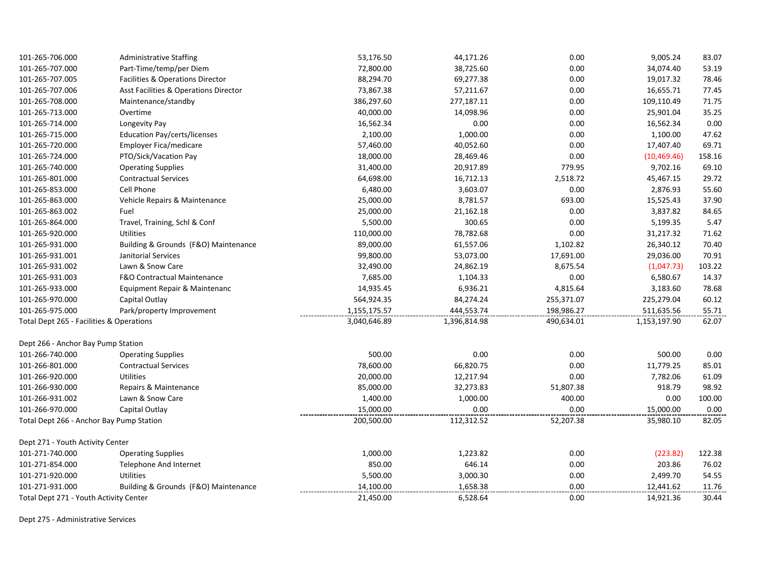| | | | | | | |
|---|---|---|---|---|---|---|
| 101-265-706.000 | Administrative Staffing | 53,176.50 | 44,171.26 | 0.00 | 9,005.24 | 83.07 |
| 101-265-707.000 | Part-Time/temp/per Diem | 72,800.00 | 38,725.60 | 0.00 | 34,074.40 | 53.19 |
| 101-265-707.005 | Facilities & Operations Director | 88,294.70 | 69,277.38 | 0.00 | 19,017.32 | 78.46 |
| 101-265-707.006 | Asst Facilities & Operations Director | 73,867.38 | 57,211.67 | 0.00 | 16,655.71 | 77.45 |
| 101-265-708.000 | Maintenance/standby | 386,297.60 | 277,187.11 | 0.00 | 109,110.49 | 71.75 |
| 101-265-713.000 | Overtime | 40,000.00 | 14,098.96 | 0.00 | 25,901.04 | 35.25 |
| 101-265-714.000 | Longevity Pay | 16,562.34 | 0.00 | 0.00 | 16,562.34 | 0.00 |
| 101-265-715.000 | Education Pay/certs/licenses | 2,100.00 | 1,000.00 | 0.00 | 1,100.00 | 47.62 |
| 101-265-720.000 | Employer Fica/medicare | 57,460.00 | 40,052.60 | 0.00 | 17,407.40 | 69.71 |
| 101-265-724.000 | PTO/Sick/Vacation Pay | 18,000.00 | 28,469.46 | 0.00 | (10,469.46) | 158.16 |
| 101-265-740.000 | Operating Supplies | 31,400.00 | 20,917.89 | 779.95 | 9,702.16 | 69.10 |
| 101-265-801.000 | Contractual Services | 64,698.00 | 16,712.13 | 2,518.72 | 45,467.15 | 29.72 |
| 101-265-853.000 | Cell Phone | 6,480.00 | 3,603.07 | 0.00 | 2,876.93 | 55.60 |
| 101-265-863.000 | Vehicle Repairs & Maintenance | 25,000.00 | 8,781.57 | 693.00 | 15,525.43 | 37.90 |
| 101-265-863.002 | Fuel | 25,000.00 | 21,162.18 | 0.00 | 3,837.82 | 84.65 |
| 101-265-864.000 | Travel, Training, Schl & Conf | 5,500.00 | 300.65 | 0.00 | 5,199.35 | 5.47 |
| 101-265-920.000 | Utilities | 110,000.00 | 78,782.68 | 0.00 | 31,217.32 | 71.62 |
| 101-265-931.000 | Building & Grounds (F&O) Maintenance | 89,000.00 | 61,557.06 | 1,102.82 | 26,340.12 | 70.40 |
| 101-265-931.001 | Janitorial Services | 99,800.00 | 53,073.00 | 17,691.00 | 29,036.00 | 70.91 |
| 101-265-931.002 | Lawn & Snow Care | 32,490.00 | 24,862.19 | 8,675.54 | (1,047.73) | 103.22 |
| 101-265-931.003 | F&O Contractual Maintenance | 7,685.00 | 1,104.33 | 0.00 | 6,580.67 | 14.37 |
| 101-265-933.000 | Equipment Repair & Maintenanc | 14,935.45 | 6,936.21 | 4,815.64 | 3,183.60 | 78.68 |
| 101-265-970.000 | Capital Outlay | 564,924.35 | 84,274.24 | 255,371.07 | 225,279.04 | 60.12 |
| 101-265-975.000 | Park/property Improvement | 1,155,175.57 | 444,553.74 | 198,986.27 | 511,635.56 | 55.71 |
| Total Dept 265 - Facilities & Operations | | 3,040,646.89 | 1,396,814.98 | 490,634.01 | 1,153,197.90 | 62.07 |
| | | | | | | |
| Dept 266 - Anchor Bay Pump Station | | | | | | |
| 101-266-740.000 | Operating Supplies | 500.00 | 0.00 | 0.00 | 500.00 | 0.00 |
| 101-266-801.000 | Contractual Services | 78,600.00 | 66,820.75 | 0.00 | 11,779.25 | 85.01 |
| 101-266-920.000 | Utilities | 20,000.00 | 12,217.94 | 0.00 | 7,782.06 | 61.09 |
| 101-266-930.000 | Repairs & Maintenance | 85,000.00 | 32,273.83 | 51,807.38 | 918.79 | 98.92 |
| 101-266-931.002 | Lawn & Snow Care | 1,400.00 | 1,000.00 | 400.00 | 0.00 | 100.00 |
| 101-266-970.000 | Capital Outlay | 15,000.00 | 0.00 | 0.00 | 15,000.00 | 0.00 |
| Total Dept 266 - Anchor Bay Pump Station | | 200,500.00 | 112,312.52 | 52,207.38 | 35,980.10 | 82.05 |
| | | | | | | |
| Dept 271 - Youth Activity Center | | | | | | |
| 101-271-740.000 | Operating Supplies | 1,000.00 | 1,223.82 | 0.00 | (223.82) | 122.38 |
| 101-271-854.000 | Telephone And Internet | 850.00 | 646.14 | 0.00 | 203.86 | 76.02 |
| 101-271-920.000 | Utilities | 5,500.00 | 3,000.30 | 0.00 | 2,499.70 | 54.55 |
| 101-271-931.000 | Building & Grounds (F&O) Maintenance | 14,100.00 | 1,658.38 | 0.00 | 12,441.62 | 11.76 |
| Total Dept 271 - Youth Activity Center | | 21,450.00 | 6,528.64 | 0.00 | 14,921.36 | 30.44 |

Dept 275 - Administrative Services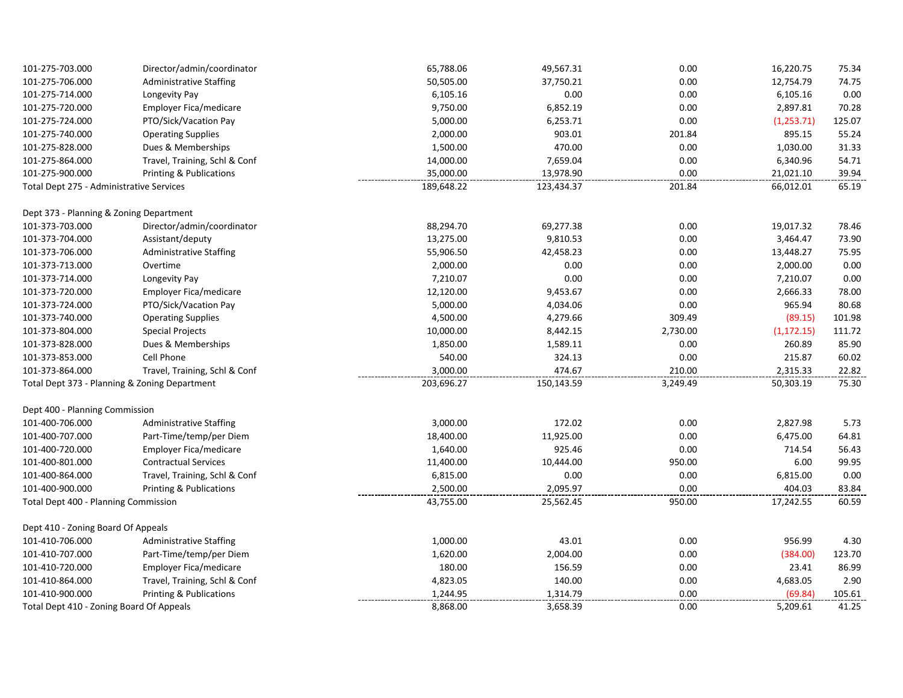| | | | | | | |
|---|---|---|---|---|---|---|
| 101-275-703.000 | Director/admin/coordinator | 65,788.06 | 49,567.31 | 0.00 | 16,220.75 | 75.34 |
| 101-275-706.000 | Administrative Staffing | 50,505.00 | 37,750.21 | 0.00 | 12,754.79 | 74.75 |
| 101-275-714.000 | Longevity Pay | 6,105.16 | 0.00 | 0.00 | 6,105.16 | 0.00 |
| 101-275-720.000 | Employer Fica/medicare | 9,750.00 | 6,852.19 | 0.00 | 2,897.81 | 70.28 |
| 101-275-724.000 | PTO/Sick/Vacation Pay | 5,000.00 | 6,253.71 | 0.00 | (1,253.71) | 125.07 |
| 101-275-740.000 | Operating Supplies | 2,000.00 | 903.01 | 201.84 | 895.15 | 55.24 |
| 101-275-828.000 | Dues & Memberships | 1,500.00 | 470.00 | 0.00 | 1,030.00 | 31.33 |
| 101-275-864.000 | Travel, Training, Schl & Conf | 14,000.00 | 7,659.04 | 0.00 | 6,340.96 | 54.71 |
| 101-275-900.000 | Printing & Publications | 35,000.00 | 13,978.90 | 0.00 | 21,021.10 | 39.94 |
| Total Dept 275 - Administrative Services | | 189,648.22 | 123,434.37 | 201.84 | 66,012.01 | 65.19 |
| | | | | | | |
| Dept 373 - Planning & Zoning Department | | | | | | |
| 101-373-703.000 | Director/admin/coordinator | 88,294.70 | 69,277.38 | 0.00 | 19,017.32 | 78.46 |
| 101-373-704.000 | Assistant/deputy | 13,275.00 | 9,810.53 | 0.00 | 3,464.47 | 73.90 |
| 101-373-706.000 | Administrative Staffing | 55,906.50 | 42,458.23 | 0.00 | 13,448.27 | 75.95 |
| 101-373-713.000 | Overtime | 2,000.00 | 0.00 | 0.00 | 2,000.00 | 0.00 |
| 101-373-714.000 | Longevity Pay | 7,210.07 | 0.00 | 0.00 | 7,210.07 | 0.00 |
| 101-373-720.000 | Employer Fica/medicare | 12,120.00 | 9,453.67 | 0.00 | 2,666.33 | 78.00 |
| 101-373-724.000 | PTO/Sick/Vacation Pay | 5,000.00 | 4,034.06 | 0.00 | 965.94 | 80.68 |
| 101-373-740.000 | Operating Supplies | 4,500.00 | 4,279.66 | 309.49 | (89.15) | 101.98 |
| 101-373-804.000 | Special Projects | 10,000.00 | 8,442.15 | 2,730.00 | (1,172.15) | 111.72 |
| 101-373-828.000 | Dues & Memberships | 1,850.00 | 1,589.11 | 0.00 | 260.89 | 85.90 |
| 101-373-853.000 | Cell Phone | 540.00 | 324.13 | 0.00 | 215.87 | 60.02 |
| 101-373-864.000 | Travel, Training, Schl & Conf | 3,000.00 | 474.67 | 210.00 | 2,315.33 | 22.82 |
| Total Dept 373 - Planning & Zoning Department | | 203,696.27 | 150,143.59 | 3,249.49 | 50,303.19 | 75.30 |
| | | | | | | |
| Dept 400 - Planning Commission | | | | | | |
| 101-400-706.000 | Administrative Staffing | 3,000.00 | 172.02 | 0.00 | 2,827.98 | 5.73 |
| 101-400-707.000 | Part-Time/temp/per Diem | 18,400.00 | 11,925.00 | 0.00 | 6,475.00 | 64.81 |
| 101-400-720.000 | Employer Fica/medicare | 1,640.00 | 925.46 | 0.00 | 714.54 | 56.43 |
| 101-400-801.000 | Contractual Services | 11,400.00 | 10,444.00 | 950.00 | 6.00 | 99.95 |
| 101-400-864.000 | Travel, Training, Schl & Conf | 6,815.00 | 0.00 | 0.00 | 6,815.00 | 0.00 |
| 101-400-900.000 | Printing & Publications | 2,500.00 | 2,095.97 | 0.00 | 404.03 | 83.84 |
| Total Dept 400 - Planning Commission | | 43,755.00 | 25,562.45 | 950.00 | 17,242.55 | 60.59 |
| | | | | | | |
| Dept 410 - Zoning Board Of Appeals | | | | | | |
| 101-410-706.000 | Administrative Staffing | 1,000.00 | 43.01 | 0.00 | 956.99 | 4.30 |
| 101-410-707.000 | Part-Time/temp/per Diem | 1,620.00 | 2,004.00 | 0.00 | (384.00) | 123.70 |
| 101-410-720.000 | Employer Fica/medicare | 180.00 | 156.59 | 0.00 | 23.41 | 86.99 |
| 101-410-864.000 | Travel, Training, Schl & Conf | 4,823.05 | 140.00 | 0.00 | 4,683.05 | 2.90 |
| 101-410-900.000 | Printing & Publications | 1,244.95 | 1,314.79 | 0.00 | (69.84) | 105.61 |
| Total Dept 410 - Zoning Board Of Appeals | | 8,868.00 | 3,658.39 | 0.00 | 5,209.61 | 41.25 |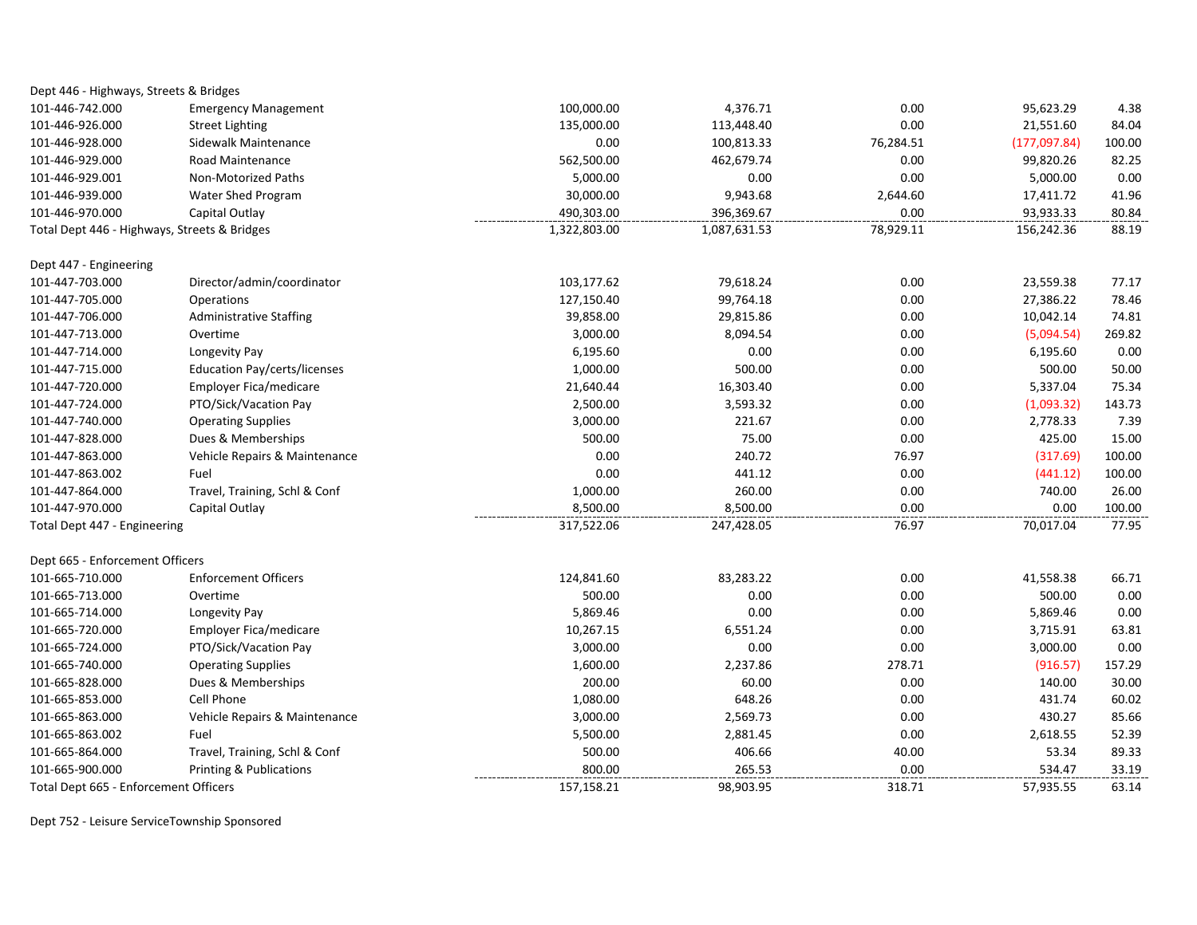| | | | | | | |
|---|---|---|---|---|---|---|
| Dept 446 - Highways, Streets & Bridges | | | | | | |
| 101-446-742.000 | Emergency Management | 100,000.00 | 4,376.71 | 0.00 | 95,623.29 | 4.38 |
| 101-446-926.000 | Street Lighting | 135,000.00 | 113,448.40 | 0.00 | 21,551.60 | 84.04 |
| 101-446-928.000 | Sidewalk Maintenance | 0.00 | 100,813.33 | 76,284.51 | (177,097.84) | 100.00 |
| 101-446-929.000 | Road Maintenance | 562,500.00 | 462,679.74 | 0.00 | 99,820.26 | 82.25 |
| 101-446-929.001 | Non-Motorized Paths | 5,000.00 | 0.00 | 0.00 | 5,000.00 | 0.00 |
| 101-446-939.000 | Water Shed Program | 30,000.00 | 9,943.68 | 2,644.60 | 17,411.72 | 41.96 |
| 101-446-970.000 | Capital Outlay | 490,303.00 | 396,369.67 | 0.00 | 93,933.33 | 80.84 |
| Total Dept 446 - Highways, Streets & Bridges | | 1,322,803.00 | 1,087,631.53 | 78,929.11 | 156,242.36 | 88.19 |
| | | | | | | |
| Dept 447 - Engineering | | | | | | |
| 101-447-703.000 | Director/admin/coordinator | 103,177.62 | 79,618.24 | 0.00 | 23,559.38 | 77.17 |
| 101-447-705.000 | Operations | 127,150.40 | 99,764.18 | 0.00 | 27,386.22 | 78.46 |
| 101-447-706.000 | Administrative Staffing | 39,858.00 | 29,815.86 | 0.00 | 10,042.14 | 74.81 |
| 101-447-713.000 | Overtime | 3,000.00 | 8,094.54 | 0.00 | (5,094.54) | 269.82 |
| 101-447-714.000 | Longevity Pay | 6,195.60 | 0.00 | 0.00 | 6,195.60 | 0.00 |
| 101-447-715.000 | Education Pay/certs/licenses | 1,000.00 | 500.00 | 0.00 | 500.00 | 50.00 |
| 101-447-720.000 | Employer Fica/medicare | 21,640.44 | 16,303.40 | 0.00 | 5,337.04 | 75.34 |
| 101-447-724.000 | PTO/Sick/Vacation Pay | 2,500.00 | 3,593.32 | 0.00 | (1,093.32) | 143.73 |
| 101-447-740.000 | Operating Supplies | 3,000.00 | 221.67 | 0.00 | 2,778.33 | 7.39 |
| 101-447-828.000 | Dues & Memberships | 500.00 | 75.00 | 0.00 | 425.00 | 15.00 |
| 101-447-863.000 | Vehicle Repairs & Maintenance | 0.00 | 240.72 | 76.97 | (317.69) | 100.00 |
| 101-447-863.002 | Fuel | 0.00 | 441.12 | 0.00 | (441.12) | 100.00 |
| 101-447-864.000 | Travel, Training, Schl & Conf | 1,000.00 | 260.00 | 0.00 | 740.00 | 26.00 |
| 101-447-970.000 | Capital Outlay | 8,500.00 | 8,500.00 | 0.00 | 0.00 | 100.00 |
| Total Dept 447 - Engineering | | 317,522.06 | 247,428.05 | 76.97 | 70,017.04 | 77.95 |
| | | | | | | |
| Dept 665 - Enforcement Officers | | | | | | |
| 101-665-710.000 | Enforcement Officers | 124,841.60 | 83,283.22 | 0.00 | 41,558.38 | 66.71 |
| 101-665-713.000 | Overtime | 500.00 | 0.00 | 0.00 | 500.00 | 0.00 |
| 101-665-714.000 | Longevity Pay | 5,869.46 | 0.00 | 0.00 | 5,869.46 | 0.00 |
| 101-665-720.000 | Employer Fica/medicare | 10,267.15 | 6,551.24 | 0.00 | 3,715.91 | 63.81 |
| 101-665-724.000 | PTO/Sick/Vacation Pay | 3,000.00 | 0.00 | 0.00 | 3,000.00 | 0.00 |
| 101-665-740.000 | Operating Supplies | 1,600.00 | 2,237.86 | 278.71 | (916.57) | 157.29 |
| 101-665-828.000 | Dues & Memberships | 200.00 | 60.00 | 0.00 | 140.00 | 30.00 |
| 101-665-853.000 | Cell Phone | 1,080.00 | 648.26 | 0.00 | 431.74 | 60.02 |
| 101-665-863.000 | Vehicle Repairs & Maintenance | 3,000.00 | 2,569.73 | 0.00 | 430.27 | 85.66 |
| 101-665-863.002 | Fuel | 5,500.00 | 2,881.45 | 0.00 | 2,618.55 | 52.39 |
| 101-665-864.000 | Travel, Training, Schl & Conf | 500.00 | 406.66 | 40.00 | 53.34 | 89.33 |
| 101-665-900.000 | Printing & Publications | 800.00 | 265.53 | 0.00 | 534.47 | 33.19 |
| Total Dept 665 - Enforcement Officers | | 157,158.21 | 98,903.95 | 318.71 | 57,935.55 | 63.14 |

Dept 752 - Leisure ServiceTownship Sponsored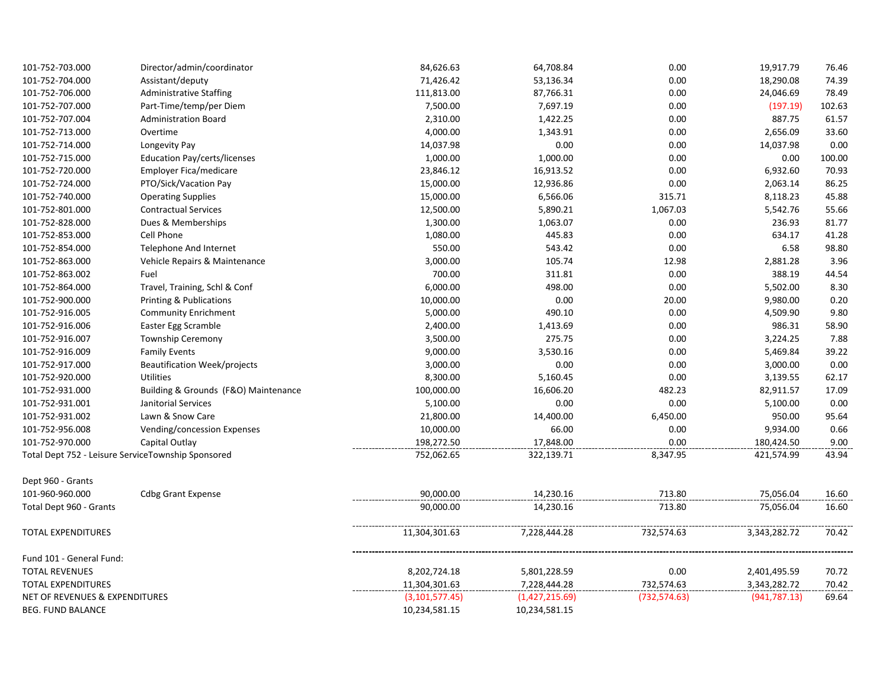| | | | | | | |
|---|---|---|---|---|---|---|
| 101-752-703.000 | Director/admin/coordinator | 84,626.63 | 64,708.84 | 0.00 | 19,917.79 | 76.46 |
| 101-752-704.000 | Assistant/deputy | 71,426.42 | 53,136.34 | 0.00 | 18,290.08 | 74.39 |
| 101-752-706.000 | Administrative Staffing | 111,813.00 | 87,766.31 | 0.00 | 24,046.69 | 78.49 |
| 101-752-707.000 | Part-Time/temp/per Diem | 7,500.00 | 7,697.19 | 0.00 | (197.19) | 102.63 |
| 101-752-707.004 | Administration Board | 2,310.00 | 1,422.25 | 0.00 | 887.75 | 61.57 |
| 101-752-713.000 | Overtime | 4,000.00 | 1,343.91 | 0.00 | 2,656.09 | 33.60 |
| 101-752-714.000 | Longevity Pay | 14,037.98 | 0.00 | 0.00 | 14,037.98 | 0.00 |
| 101-752-715.000 | Education Pay/certs/licenses | 1,000.00 | 1,000.00 | 0.00 | 0.00 | 100.00 |
| 101-752-720.000 | Employer Fica/medicare | 23,846.12 | 16,913.52 | 0.00 | 6,932.60 | 70.93 |
| 101-752-724.000 | PTO/Sick/Vacation Pay | 15,000.00 | 12,936.86 | 0.00 | 2,063.14 | 86.25 |
| 101-752-740.000 | Operating Supplies | 15,000.00 | 6,566.06 | 315.71 | 8,118.23 | 45.88 |
| 101-752-801.000 | Contractual Services | 12,500.00 | 5,890.21 | 1,067.03 | 5,542.76 | 55.66 |
| 101-752-828.000 | Dues & Memberships | 1,300.00 | 1,063.07 | 0.00 | 236.93 | 81.77 |
| 101-752-853.000 | Cell Phone | 1,080.00 | 445.83 | 0.00 | 634.17 | 41.28 |
| 101-752-854.000 | Telephone And Internet | 550.00 | 543.42 | 0.00 | 6.58 | 98.80 |
| 101-752-863.000 | Vehicle Repairs & Maintenance | 3,000.00 | 105.74 | 12.98 | 2,881.28 | 3.96 |
| 101-752-863.002 | Fuel | 700.00 | 311.81 | 0.00 | 388.19 | 44.54 |
| 101-752-864.000 | Travel, Training, Schl & Conf | 6,000.00 | 498.00 | 0.00 | 5,502.00 | 8.30 |
| 101-752-900.000 | Printing & Publications | 10,000.00 | 0.00 | 20.00 | 9,980.00 | 0.20 |
| 101-752-916.005 | Community Enrichment | 5,000.00 | 490.10 | 0.00 | 4,509.90 | 9.80 |
| 101-752-916.006 | Easter Egg Scramble | 2,400.00 | 1,413.69 | 0.00 | 986.31 | 58.90 |
| 101-752-916.007 | Township Ceremony | 3,500.00 | 275.75 | 0.00 | 3,224.25 | 7.88 |
| 101-752-916.009 | Family Events | 9,000.00 | 3,530.16 | 0.00 | 5,469.84 | 39.22 |
| 101-752-917.000 | Beautification Week/projects | 3,000.00 | 0.00 | 0.00 | 3,000.00 | 0.00 |
| 101-752-920.000 | Utilities | 8,300.00 | 5,160.45 | 0.00 | 3,139.55 | 62.17 |
| 101-752-931.000 | Building & Grounds (F&O) Maintenance | 100,000.00 | 16,606.20 | 482.23 | 82,911.57 | 17.09 |
| 101-752-931.001 | Janitorial Services | 5,100.00 | 0.00 | 0.00 | 5,100.00 | 0.00 |
| 101-752-931.002 | Lawn & Snow Care | 21,800.00 | 14,400.00 | 6,450.00 | 950.00 | 95.64 |
| 101-752-956.008 | Vending/concession Expenses | 10,000.00 | 66.00 | 0.00 | 9,934.00 | 0.66 |
| 101-752-970.000 | Capital Outlay | 198,272.50 | 17,848.00 | 0.00 | 180,424.50 | 9.00 |
| Total Dept 752 - Leisure ServiceTownship Sponsored | | 752,062.65 | 322,139.71 | 8,347.95 | 421,574.99 | 43.94 |
| | | | | | | |
| Dept 960 - Grants | | | | | | |
| 101-960-960.000 | Cdbg Grant Expense | 90,000.00 | 14,230.16 | 713.80 | 75,056.04 | 16.60 |
| Total Dept 960 - Grants | | 90,000.00 | 14,230.16 | 713.80 | 75,056.04 | 16.60 |
| | | | | | | |
| TOTAL EXPENDITURES | | 11,304,301.63 | 7,228,444.28 | 732,574.63 | 3,343,282.72 | 70.42 |
| | | | | | | |
| Fund 101 - General Fund: | | | | | | |
| TOTAL REVENUES | | 8,202,724.18 | 5,801,228.59 | 0.00 | 2,401,495.59 | 70.72 |
| TOTAL EXPENDITURES | | 11,304,301.63 | 7,228,444.28 | 732,574.63 | 3,343,282.72 | 70.42 |
| NET OF REVENUES & EXPENDITURES | | (3,101,577.45) | (1,427,215.69) | (732,574.63) | (941,787.13) | 69.64 |
| BEG. FUND BALANCE | | 10,234,581.15 | 10,234,581.15 | | | |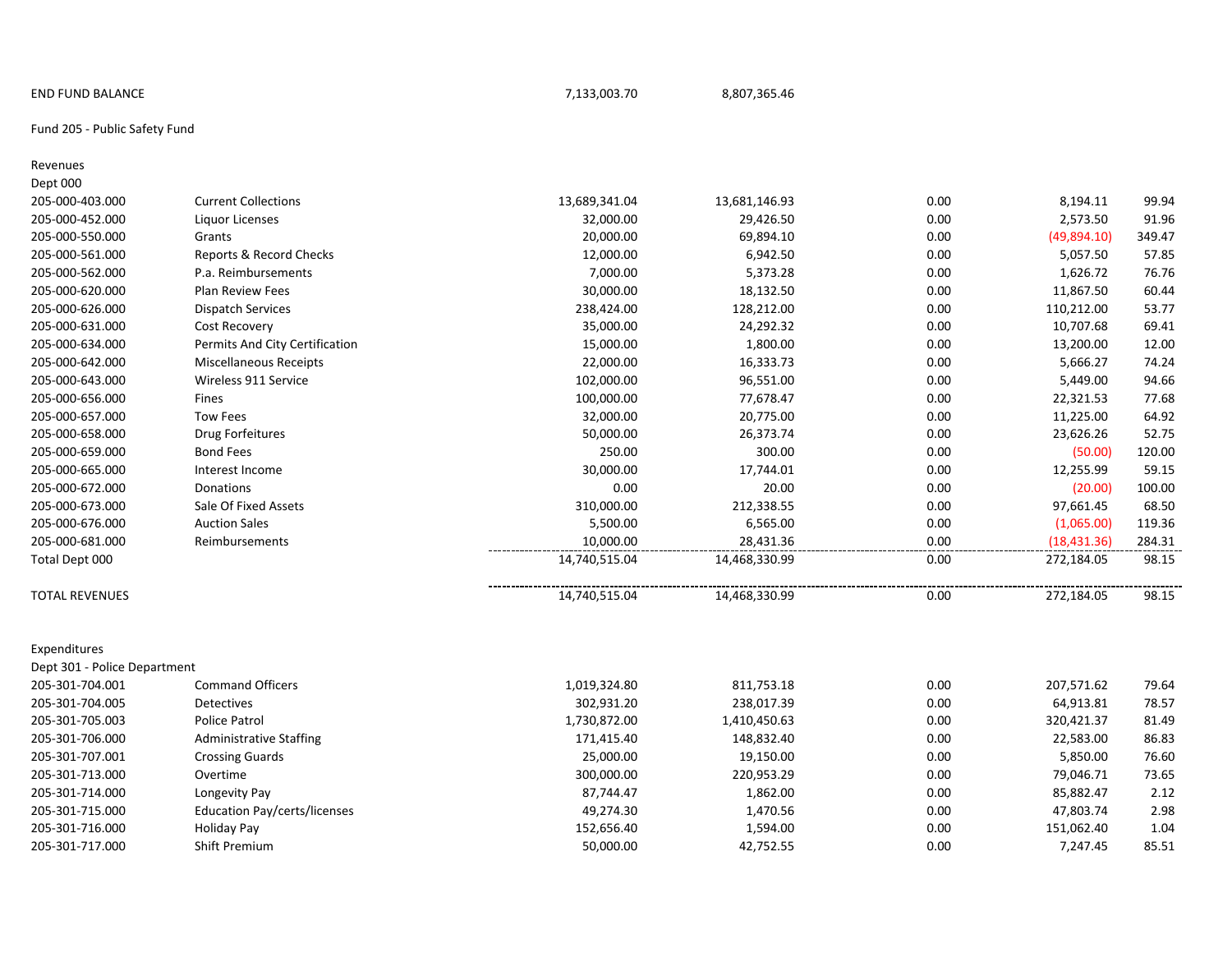| | | | | | | |
|---|---|---|---|---|---|---|
| END FUND BALANCE | | 7,133,003.70 | 8,807,365.46 | | | |
| Fund 205 - Public Safety Fund | | | | | | |
| Revenues | | | | | | |
| Dept 000 | | | | | | |
| 205-000-403.000 | Current Collections | 13,689,341.04 | 13,681,146.93 | 0.00 | 8,194.11 | 99.94 |
| 205-000-452.000 | Liquor Licenses | 32,000.00 | 29,426.50 | 0.00 | 2,573.50 | 91.96 |
| 205-000-550.000 | Grants | 20,000.00 | 69,894.10 | 0.00 | (49,894.10) | 349.47 |
| 205-000-561.000 | Reports & Record Checks | 12,000.00 | 6,942.50 | 0.00 | 5,057.50 | 57.85 |
| 205-000-562.000 | P.a. Reimbursements | 7,000.00 | 5,373.28 | 0.00 | 1,626.72 | 76.76 |
| 205-000-620.000 | Plan Review Fees | 30,000.00 | 18,132.50 | 0.00 | 11,867.50 | 60.44 |
| 205-000-626.000 | Dispatch Services | 238,424.00 | 128,212.00 | 0.00 | 110,212.00 | 53.77 |
| 205-000-631.000 | Cost Recovery | 35,000.00 | 24,292.32 | 0.00 | 10,707.68 | 69.41 |
| 205-000-634.000 | Permits And City Certification | 15,000.00 | 1,800.00 | 0.00 | 13,200.00 | 12.00 |
| 205-000-642.000 | Miscellaneous Receipts | 22,000.00 | 16,333.73 | 0.00 | 5,666.27 | 74.24 |
| 205-000-643.000 | Wireless 911 Service | 102,000.00 | 96,551.00 | 0.00 | 5,449.00 | 94.66 |
| 205-000-656.000 | Fines | 100,000.00 | 77,678.47 | 0.00 | 22,321.53 | 77.68 |
| 205-000-657.000 | Tow Fees | 32,000.00 | 20,775.00 | 0.00 | 11,225.00 | 64.92 |
| 205-000-658.000 | Drug Forfeitures | 50,000.00 | 26,373.74 | 0.00 | 23,626.26 | 52.75 |
| 205-000-659.000 | Bond Fees | 250.00 | 300.00 | 0.00 | (50.00) | 120.00 |
| 205-000-665.000 | Interest Income | 30,000.00 | 17,744.01 | 0.00 | 12,255.99 | 59.15 |
| 205-000-672.000 | Donations | 0.00 | 20.00 | 0.00 | (20.00) | 100.00 |
| 205-000-673.000 | Sale Of Fixed Assets | 310,000.00 | 212,338.55 | 0.00 | 97,661.45 | 68.50 |
| 205-000-676.000 | Auction Sales | 5,500.00 | 6,565.00 | 0.00 | (1,065.00) | 119.36 |
| 205-000-681.000 | Reimbursements | 10,000.00 | 28,431.36 | 0.00 | (18,431.36) | 284.31 |
| Total Dept 000 | | 14,740,515.04 | 14,468,330.99 | 0.00 | 272,184.05 | 98.15 |
| TOTAL REVENUES | | 14,740,515.04 | 14,468,330.99 | 0.00 | 272,184.05 | 98.15 |
| Expenditures | | | | | | |
| Dept 301 - Police Department | | | | | | |
| 205-301-704.001 | Command Officers | 1,019,324.80 | 811,753.18 | 0.00 | 207,571.62 | 79.64 |
| 205-301-704.005 | Detectives | 302,931.20 | 238,017.39 | 0.00 | 64,913.81 | 78.57 |
| 205-301-705.003 | Police Patrol | 1,730,872.00 | 1,410,450.63 | 0.00 | 320,421.37 | 81.49 |
| 205-301-706.000 | Administrative Staffing | 171,415.40 | 148,832.40 | 0.00 | 22,583.00 | 86.83 |
| 205-301-707.001 | Crossing Guards | 25,000.00 | 19,150.00 | 0.00 | 5,850.00 | 76.60 |
| 205-301-713.000 | Overtime | 300,000.00 | 220,953.29 | 0.00 | 79,046.71 | 73.65 |
| 205-301-714.000 | Longevity Pay | 87,744.47 | 1,862.00 | 0.00 | 85,882.47 | 2.12 |
| 205-301-715.000 | Education Pay/certs/licenses | 49,274.30 | 1,470.56 | 0.00 | 47,803.74 | 2.98 |
| 205-301-716.000 | Holiday Pay | 152,656.40 | 1,594.00 | 0.00 | 151,062.40 | 1.04 |
| 205-301-717.000 | Shift Premium | 50,000.00 | 42,752.55 | 0.00 | 7,247.45 | 85.51 |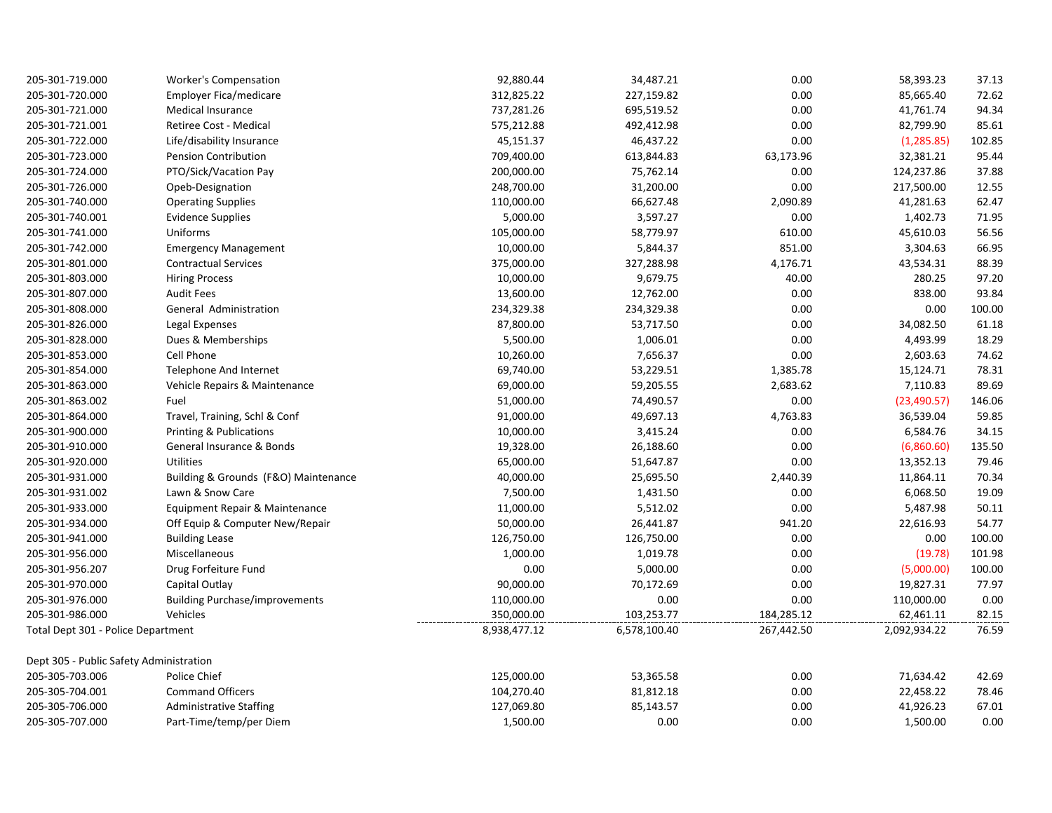| | | | | | | |
|---|---|---|---|---|---|---|
| 205-301-719.000 | Worker's Compensation | 92,880.44 | 34,487.21 | 0.00 | 58,393.23 | 37.13 |
| 205-301-720.000 | Employer Fica/medicare | 312,825.22 | 227,159.82 | 0.00 | 85,665.40 | 72.62 |
| 205-301-721.000 | Medical Insurance | 737,281.26 | 695,519.52 | 0.00 | 41,761.74 | 94.34 |
| 205-301-721.001 | Retiree Cost - Medical | 575,212.88 | 492,412.98 | 0.00 | 82,799.90 | 85.61 |
| 205-301-722.000 | Life/disability Insurance | 45,151.37 | 46,437.22 | 0.00 | (1,285.85) | 102.85 |
| 205-301-723.000 | Pension Contribution | 709,400.00 | 613,844.83 | 63,173.96 | 32,381.21 | 95.44 |
| 205-301-724.000 | PTO/Sick/Vacation Pay | 200,000.00 | 75,762.14 | 0.00 | 124,237.86 | 37.88 |
| 205-301-726.000 | Opeb-Designation | 248,700.00 | 31,200.00 | 0.00 | 217,500.00 | 12.55 |
| 205-301-740.000 | Operating Supplies | 110,000.00 | 66,627.48 | 2,090.89 | 41,281.63 | 62.47 |
| 205-301-740.001 | Evidence Supplies | 5,000.00 | 3,597.27 | 0.00 | 1,402.73 | 71.95 |
| 205-301-741.000 | Uniforms | 105,000.00 | 58,779.97 | 610.00 | 45,610.03 | 56.56 |
| 205-301-742.000 | Emergency Management | 10,000.00 | 5,844.37 | 851.00 | 3,304.63 | 66.95 |
| 205-301-801.000 | Contractual Services | 375,000.00 | 327,288.98 | 4,176.71 | 43,534.31 | 88.39 |
| 205-301-803.000 | Hiring Process | 10,000.00 | 9,679.75 | 40.00 | 280.25 | 97.20 |
| 205-301-807.000 | Audit Fees | 13,600.00 | 12,762.00 | 0.00 | 838.00 | 93.84 |
| 205-301-808.000 | General Administration | 234,329.38 | 234,329.38 | 0.00 | 0.00 | 100.00 |
| 205-301-826.000 | Legal Expenses | 87,800.00 | 53,717.50 | 0.00 | 34,082.50 | 61.18 |
| 205-301-828.000 | Dues & Memberships | 5,500.00 | 1,006.01 | 0.00 | 4,493.99 | 18.29 |
| 205-301-853.000 | Cell Phone | 10,260.00 | 7,656.37 | 0.00 | 2,603.63 | 74.62 |
| 205-301-854.000 | Telephone And Internet | 69,740.00 | 53,229.51 | 1,385.78 | 15,124.71 | 78.31 |
| 205-301-863.000 | Vehicle Repairs & Maintenance | 69,000.00 | 59,205.55 | 2,683.62 | 7,110.83 | 89.69 |
| 205-301-863.002 | Fuel | 51,000.00 | 74,490.57 | 0.00 | (23,490.57) | 146.06 |
| 205-301-864.000 | Travel, Training, Schl & Conf | 91,000.00 | 49,697.13 | 4,763.83 | 36,539.04 | 59.85 |
| 205-301-900.000 | Printing & Publications | 10,000.00 | 3,415.24 | 0.00 | 6,584.76 | 34.15 |
| 205-301-910.000 | General Insurance & Bonds | 19,328.00 | 26,188.60 | 0.00 | (6,860.60) | 135.50 |
| 205-301-920.000 | Utilities | 65,000.00 | 51,647.87 | 0.00 | 13,352.13 | 79.46 |
| 205-301-931.000 | Building & Grounds (F&O) Maintenance | 40,000.00 | 25,695.50 | 2,440.39 | 11,864.11 | 70.34 |
| 205-301-931.002 | Lawn & Snow Care | 7,500.00 | 1,431.50 | 0.00 | 6,068.50 | 19.09 |
| 205-301-933.000 | Equipment Repair & Maintenance | 11,000.00 | 5,512.02 | 0.00 | 5,487.98 | 50.11 |
| 205-301-934.000 | Off Equip & Computer New/Repair | 50,000.00 | 26,441.87 | 941.20 | 22,616.93 | 54.77 |
| 205-301-941.000 | Building Lease | 126,750.00 | 126,750.00 | 0.00 | 0.00 | 100.00 |
| 205-301-956.000 | Miscellaneous | 1,000.00 | 1,019.78 | 0.00 | (19.78) | 101.98 |
| 205-301-956.207 | Drug Forfeiture Fund | 0.00 | 5,000.00 | 0.00 | (5,000.00) | 100.00 |
| 205-301-970.000 | Capital Outlay | 90,000.00 | 70,172.69 | 0.00 | 19,827.31 | 77.97 |
| 205-301-976.000 | Building Purchase/improvements | 110,000.00 | 0.00 | 0.00 | 110,000.00 | 0.00 |
| 205-301-986.000 | Vehicles | 350,000.00 | 103,253.77 | 184,285.12 | 62,461.11 | 82.15 |
| Total Dept 301 - Police Department | | 8,938,477.12 | 6,578,100.40 | 267,442.50 | 2,092,934.22 | 76.59 |
| | | | | | | |
| Dept 305 - Public Safety Administration | | | | | | |
| 205-305-703.006 | Police Chief | 125,000.00 | 53,365.58 | 0.00 | 71,634.42 | 42.69 |
| 205-305-704.001 | Command Officers | 104,270.40 | 81,812.18 | 0.00 | 22,458.22 | 78.46 |
| 205-305-706.000 | Administrative Staffing | 127,069.80 | 85,143.57 | 0.00 | 41,926.23 | 67.01 |
| 205-305-707.000 | Part-Time/temp/per Diem | 1,500.00 | 0.00 | 0.00 | 1,500.00 | 0.00 |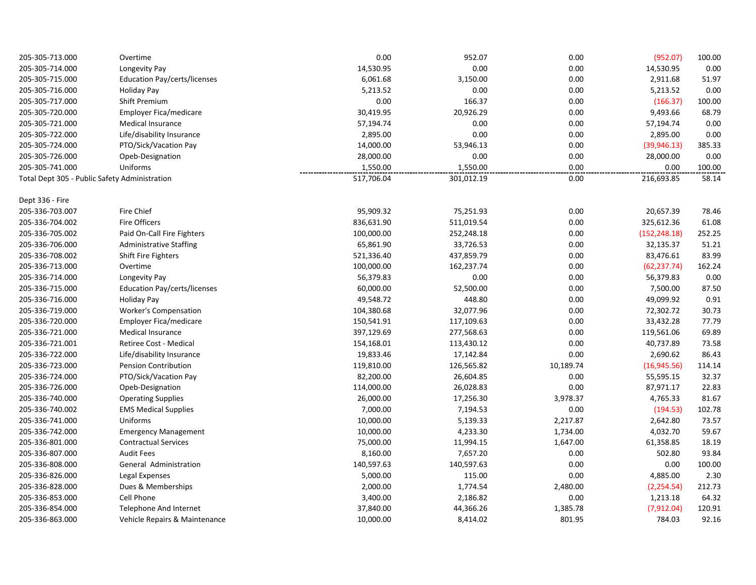| | | | | | | |
|---|---|---|---|---|---|---|
| 205-305-713.000 | Overtime | 0.00 | 952.07 | 0.00 | (952.07) | 100.00 |
| 205-305-714.000 | Longevity Pay | 14,530.95 | 0.00 | 0.00 | 14,530.95 | 0.00 |
| 205-305-715.000 | Education Pay/certs/licenses | 6,061.68 | 3,150.00 | 0.00 | 2,911.68 | 51.97 |
| 205-305-716.000 | Holiday Pay | 5,213.52 | 0.00 | 0.00 | 5,213.52 | 0.00 |
| 205-305-717.000 | Shift Premium | 0.00 | 166.37 | 0.00 | (166.37) | 100.00 |
| 205-305-720.000 | Employer Fica/medicare | 30,419.95 | 20,926.29 | 0.00 | 9,493.66 | 68.79 |
| 205-305-721.000 | Medical Insurance | 57,194.74 | 0.00 | 0.00 | 57,194.74 | 0.00 |
| 205-305-722.000 | Life/disability Insurance | 2,895.00 | 0.00 | 0.00 | 2,895.00 | 0.00 |
| 205-305-724.000 | PTO/Sick/Vacation Pay | 14,000.00 | 53,946.13 | 0.00 | (39,946.13) | 385.33 |
| 205-305-726.000 | Opeb-Designation | 28,000.00 | 0.00 | 0.00 | 28,000.00 | 0.00 |
| 205-305-741.000 | Uniforms | 1,550.00 | 1,550.00 | 0.00 | 0.00 | 100.00 |
| Total Dept 305 - Public Safety Administration | | 517,706.04 | 301,012.19 | 0.00 | 216,693.85 | 58.14 |
| | | | | | | |
| Dept 336 - Fire | | | | | | |
| 205-336-703.007 | Fire Chief | 95,909.32 | 75,251.93 | 0.00 | 20,657.39 | 78.46 |
| 205-336-704.002 | Fire Officers | 836,631.90 | 511,019.54 | 0.00 | 325,612.36 | 61.08 |
| 205-336-705.002 | Paid On-Call Fire Fighters | 100,000.00 | 252,248.18 | 0.00 | (152,248.18) | 252.25 |
| 205-336-706.000 | Administrative Staffing | 65,861.90 | 33,726.53 | 0.00 | 32,135.37 | 51.21 |
| 205-336-708.002 | Shift Fire Fighters | 521,336.40 | 437,859.79 | 0.00 | 83,476.61 | 83.99 |
| 205-336-713.000 | Overtime | 100,000.00 | 162,237.74 | 0.00 | (62,237.74) | 162.24 |
| 205-336-714.000 | Longevity Pay | 56,379.83 | 0.00 | 0.00 | 56,379.83 | 0.00 |
| 205-336-715.000 | Education Pay/certs/licenses | 60,000.00 | 52,500.00 | 0.00 | 7,500.00 | 87.50 |
| 205-336-716.000 | Holiday Pay | 49,548.72 | 448.80 | 0.00 | 49,099.92 | 0.91 |
| 205-336-719.000 | Worker's Compensation | 104,380.68 | 32,077.96 | 0.00 | 72,302.72 | 30.73 |
| 205-336-720.000 | Employer Fica/medicare | 150,541.91 | 117,109.63 | 0.00 | 33,432.28 | 77.79 |
| 205-336-721.000 | Medical Insurance | 397,129.69 | 277,568.63 | 0.00 | 119,561.06 | 69.89 |
| 205-336-721.001 | Retiree Cost - Medical | 154,168.01 | 113,430.12 | 0.00 | 40,737.89 | 73.58 |
| 205-336-722.000 | Life/disability Insurance | 19,833.46 | 17,142.84 | 0.00 | 2,690.62 | 86.43 |
| 205-336-723.000 | Pension Contribution | 119,810.00 | 126,565.82 | 10,189.74 | (16,945.56) | 114.14 |
| 205-336-724.000 | PTO/Sick/Vacation Pay | 82,200.00 | 26,604.85 | 0.00 | 55,595.15 | 32.37 |
| 205-336-726.000 | Opeb-Designation | 114,000.00 | 26,028.83 | 0.00 | 87,971.17 | 22.83 |
| 205-336-740.000 | Operating Supplies | 26,000.00 | 17,256.30 | 3,978.37 | 4,765.33 | 81.67 |
| 205-336-740.002 | EMS Medical Supplies | 7,000.00 | 7,194.53 | 0.00 | (194.53) | 102.78 |
| 205-336-741.000 | Uniforms | 10,000.00 | 5,139.33 | 2,217.87 | 2,642.80 | 73.57 |
| 205-336-742.000 | Emergency Management | 10,000.00 | 4,233.30 | 1,734.00 | 4,032.70 | 59.67 |
| 205-336-801.000 | Contractual Services | 75,000.00 | 11,994.15 | 1,647.00 | 61,358.85 | 18.19 |
| 205-336-807.000 | Audit Fees | 8,160.00 | 7,657.20 | 0.00 | 502.80 | 93.84 |
| 205-336-808.000 | General Administration | 140,597.63 | 140,597.63 | 0.00 | 0.00 | 100.00 |
| 205-336-826.000 | Legal Expenses | 5,000.00 | 115.00 | 0.00 | 4,885.00 | 2.30 |
| 205-336-828.000 | Dues & Memberships | 2,000.00 | 1,774.54 | 2,480.00 | (2,254.54) | 212.73 |
| 205-336-853.000 | Cell Phone | 3,400.00 | 2,186.82 | 0.00 | 1,213.18 | 64.32 |
| 205-336-854.000 | Telephone And Internet | 37,840.00 | 44,366.26 | 1,385.78 | (7,912.04) | 120.91 |
| 205-336-863.000 | Vehicle Repairs & Maintenance | 10,000.00 | 8,414.02 | 801.95 | 784.03 | 92.16 |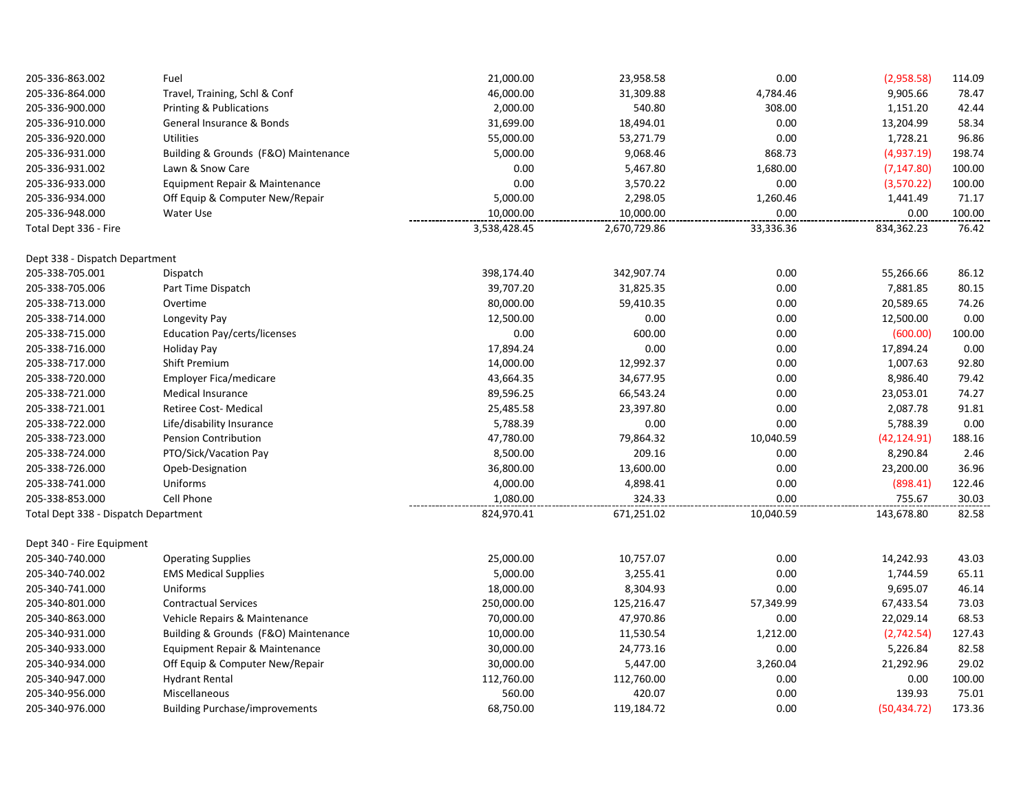| | | | | | | |
|---|---|---|---|---|---|---|
| 205-336-863.002 | Fuel | 21,000.00 | 23,958.58 | 0.00 | (2,958.58) | 114.09 |
| 205-336-864.000 | Travel, Training, Schl & Conf | 46,000.00 | 31,309.88 | 4,784.46 | 9,905.66 | 78.47 |
| 205-336-900.000 | Printing & Publications | 2,000.00 | 540.80 | 308.00 | 1,151.20 | 42.44 |
| 205-336-910.000 | General Insurance & Bonds | 31,699.00 | 18,494.01 | 0.00 | 13,204.99 | 58.34 |
| 205-336-920.000 | Utilities | 55,000.00 | 53,271.79 | 0.00 | 1,728.21 | 96.86 |
| 205-336-931.000 | Building & Grounds (F&O) Maintenance | 5,000.00 | 9,068.46 | 868.73 | (4,937.19) | 198.74 |
| 205-336-931.002 | Lawn & Snow Care | 0.00 | 5,467.80 | 1,680.00 | (7,147.80) | 100.00 |
| 205-336-933.000 | Equipment Repair & Maintenance | 0.00 | 3,570.22 | 0.00 | (3,570.22) | 100.00 |
| 205-336-934.000 | Off Equip & Computer New/Repair | 5,000.00 | 2,298.05 | 1,260.46 | 1,441.49 | 71.17 |
| 205-336-948.000 | Water Use | 10,000.00 | 10,000.00 | 0.00 | 0.00 | 100.00 |
| Total Dept 336 - Fire | | 3,538,428.45 | 2,670,729.86 | 33,336.36 | 834,362.23 | 76.42 |
| | | | | | | |
| Dept 338 - Dispatch Department | | | | | | |
| 205-338-705.001 | Dispatch | 398,174.40 | 342,907.74 | 0.00 | 55,266.66 | 86.12 |
| 205-338-705.006 | Part Time Dispatch | 39,707.20 | 31,825.35 | 0.00 | 7,881.85 | 80.15 |
| 205-338-713.000 | Overtime | 80,000.00 | 59,410.35 | 0.00 | 20,589.65 | 74.26 |
| 205-338-714.000 | Longevity Pay | 12,500.00 | 0.00 | 0.00 | 12,500.00 | 0.00 |
| 205-338-715.000 | Education Pay/certs/licenses | 0.00 | 600.00 | 0.00 | (600.00) | 100.00 |
| 205-338-716.000 | Holiday Pay | 17,894.24 | 0.00 | 0.00 | 17,894.24 | 0.00 |
| 205-338-717.000 | Shift Premium | 14,000.00 | 12,992.37 | 0.00 | 1,007.63 | 92.80 |
| 205-338-720.000 | Employer Fica/medicare | 43,664.35 | 34,677.95 | 0.00 | 8,986.40 | 79.42 |
| 205-338-721.000 | Medical Insurance | 89,596.25 | 66,543.24 | 0.00 | 23,053.01 | 74.27 |
| 205-338-721.001 | Retiree Cost- Medical | 25,485.58 | 23,397.80 | 0.00 | 2,087.78 | 91.81 |
| 205-338-722.000 | Life/disability Insurance | 5,788.39 | 0.00 | 0.00 | 5,788.39 | 0.00 |
| 205-338-723.000 | Pension Contribution | 47,780.00 | 79,864.32 | 10,040.59 | (42,124.91) | 188.16 |
| 205-338-724.000 | PTO/Sick/Vacation Pay | 8,500.00 | 209.16 | 0.00 | 8,290.84 | 2.46 |
| 205-338-726.000 | Opeb-Designation | 36,800.00 | 13,600.00 | 0.00 | 23,200.00 | 36.96 |
| 205-338-741.000 | Uniforms | 4,000.00 | 4,898.41 | 0.00 | (898.41) | 122.46 |
| 205-338-853.000 | Cell Phone | 1,080.00 | 324.33 | 0.00 | 755.67 | 30.03 |
| Total Dept 338 - Dispatch Department | | 824,970.41 | 671,251.02 | 10,040.59 | 143,678.80 | 82.58 |
| | | | | | | |
| Dept 340 - Fire Equipment | | | | | | |
| 205-340-740.000 | Operating Supplies | 25,000.00 | 10,757.07 | 0.00 | 14,242.93 | 43.03 |
| 205-340-740.002 | EMS Medical Supplies | 5,000.00 | 3,255.41 | 0.00 | 1,744.59 | 65.11 |
| 205-340-741.000 | Uniforms | 18,000.00 | 8,304.93 | 0.00 | 9,695.07 | 46.14 |
| 205-340-801.000 | Contractual Services | 250,000.00 | 125,216.47 | 57,349.99 | 67,433.54 | 73.03 |
| 205-340-863.000 | Vehicle Repairs & Maintenance | 70,000.00 | 47,970.86 | 0.00 | 22,029.14 | 68.53 |
| 205-340-931.000 | Building & Grounds (F&O) Maintenance | 10,000.00 | 11,530.54 | 1,212.00 | (2,742.54) | 127.43 |
| 205-340-933.000 | Equipment Repair & Maintenance | 30,000.00 | 24,773.16 | 0.00 | 5,226.84 | 82.58 |
| 205-340-934.000 | Off Equip & Computer New/Repair | 30,000.00 | 5,447.00 | 3,260.04 | 21,292.96 | 29.02 |
| 205-340-947.000 | Hydrant Rental | 112,760.00 | 112,760.00 | 0.00 | 0.00 | 100.00 |
| 205-340-956.000 | Miscellaneous | 560.00 | 420.07 | 0.00 | 139.93 | 75.01 |
| 205-340-976.000 | Building Purchase/improvements | 68,750.00 | 119,184.72 | 0.00 | (50,434.72) | 173.36 |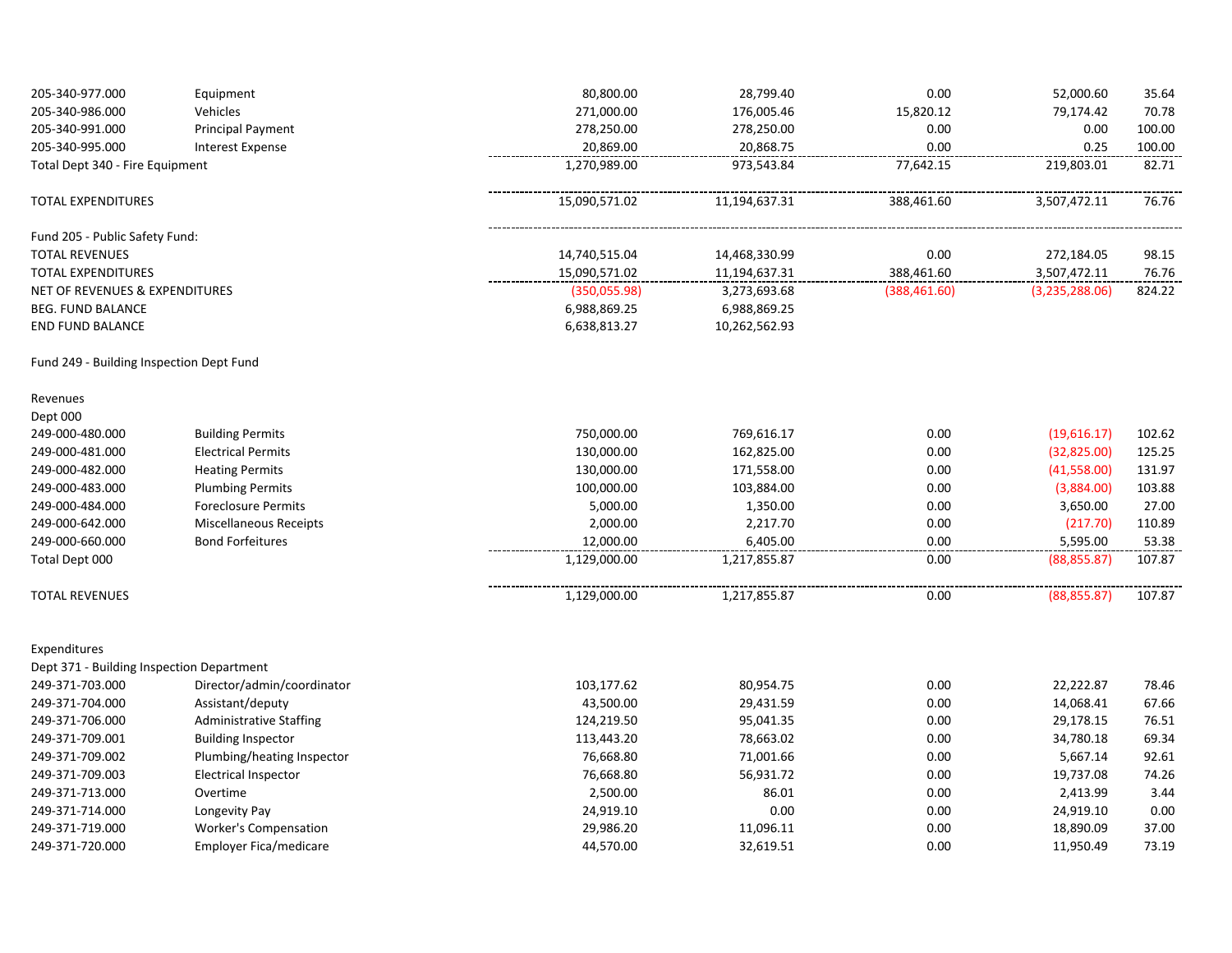| | | | | | | |
|---|---|---|---|---|---|---|
| 205-340-977.000 | Equipment | 80,800.00 | 28,799.40 | 0.00 | 52,000.60 | 35.64 |
| 205-340-986.000 | Vehicles | 271,000.00 | 176,005.46 | 15,820.12 | 79,174.42 | 70.78 |
| 205-340-991.000 | Principal Payment | 278,250.00 | 278,250.00 | 0.00 | 0.00 | 100.00 |
| 205-340-995.000 | Interest Expense | 20,869.00 | 20,868.75 | 0.00 | 0.25 | 100.00 |
| Total Dept 340 - Fire Equipment | | 1,270,989.00 | 973,543.84 | 77,642.15 | 219,803.01 | 82.71 |
| | | | | | | |
| TOTAL EXPENDITURES | | 15,090,571.02 | 11,194,637.31 | 388,461.60 | 3,507,472.11 | 76.76 |
| | | | | | | |
| Fund 205 - Public Safety Fund: | | | | | | |
| TOTAL REVENUES | | 14,740,515.04 | 14,468,330.99 | 0.00 | 272,184.05 | 98.15 |
| TOTAL EXPENDITURES | | 15,090,571.02 | 11,194,637.31 | 388,461.60 | 3,507,472.11 | 76.76 |
| NET OF REVENUES & EXPENDITURES | | (350,055.98) | 3,273,693.68 | (388,461.60) | (3,235,288.06) | 824.22 |
| BEG. FUND BALANCE | | 6,988,869.25 | 6,988,869.25 | | | |
| END FUND BALANCE | | 6,638,813.27 | 10,262,562.93 | | | |
| | | | | | | |
| Fund 249 - Building Inspection Dept Fund | | | | | | |
| | | | | | | |
| Revenues | | | | | | |
| Dept 000 | | | | | | |
| 249-000-480.000 | Building Permits | 750,000.00 | 769,616.17 | 0.00 | (19,616.17) | 102.62 |
| 249-000-481.000 | Electrical Permits | 130,000.00 | 162,825.00 | 0.00 | (32,825.00) | 125.25 |
| 249-000-482.000 | Heating Permits | 130,000.00 | 171,558.00 | 0.00 | (41,558.00) | 131.97 |
| 249-000-483.000 | Plumbing Permits | 100,000.00 | 103,884.00 | 0.00 | (3,884.00) | 103.88 |
| 249-000-484.000 | Foreclosure Permits | 5,000.00 | 1,350.00 | 0.00 | 3,650.00 | 27.00 |
| 249-000-642.000 | Miscellaneous Receipts | 2,000.00 | 2,217.70 | 0.00 | (217.70) | 110.89 |
| 249-000-660.000 | Bond Forfeitures | 12,000.00 | 6,405.00 | 0.00 | 5,595.00 | 53.38 |
| Total Dept 000 | | 1,129,000.00 | 1,217,855.87 | 0.00 | (88,855.87) | 107.87 |
| | | | | | | |
| TOTAL REVENUES | | 1,129,000.00 | 1,217,855.87 | 0.00 | (88,855.87) | 107.87 |
| | | | | | | |
| Expenditures | | | | | | |
| Dept 371 - Building Inspection Department | | | | | | |
| 249-371-703.000 | Director/admin/coordinator | 103,177.62 | 80,954.75 | 0.00 | 22,222.87 | 78.46 |
| 249-371-704.000 | Assistant/deputy | 43,500.00 | 29,431.59 | 0.00 | 14,068.41 | 67.66 |
| 249-371-706.000 | Administrative Staffing | 124,219.50 | 95,041.35 | 0.00 | 29,178.15 | 76.51 |
| 249-371-709.001 | Building Inspector | 113,443.20 | 78,663.02 | 0.00 | 34,780.18 | 69.34 |
| 249-371-709.002 | Plumbing/heating Inspector | 76,668.80 | 71,001.66 | 0.00 | 5,667.14 | 92.61 |
| 249-371-709.003 | Electrical Inspector | 76,668.80 | 56,931.72 | 0.00 | 19,737.08 | 74.26 |
| 249-371-713.000 | Overtime | 2,500.00 | 86.01 | 0.00 | 2,413.99 | 3.44 |
| 249-371-714.000 | Longevity Pay | 24,919.10 | 0.00 | 0.00 | 24,919.10 | 0.00 |
| 249-371-719.000 | Worker's Compensation | 29,986.20 | 11,096.11 | 0.00 | 18,890.09 | 37.00 |
| 249-371-720.000 | Employer Fica/medicare | 44,570.00 | 32,619.51 | 0.00 | 11,950.49 | 73.19 |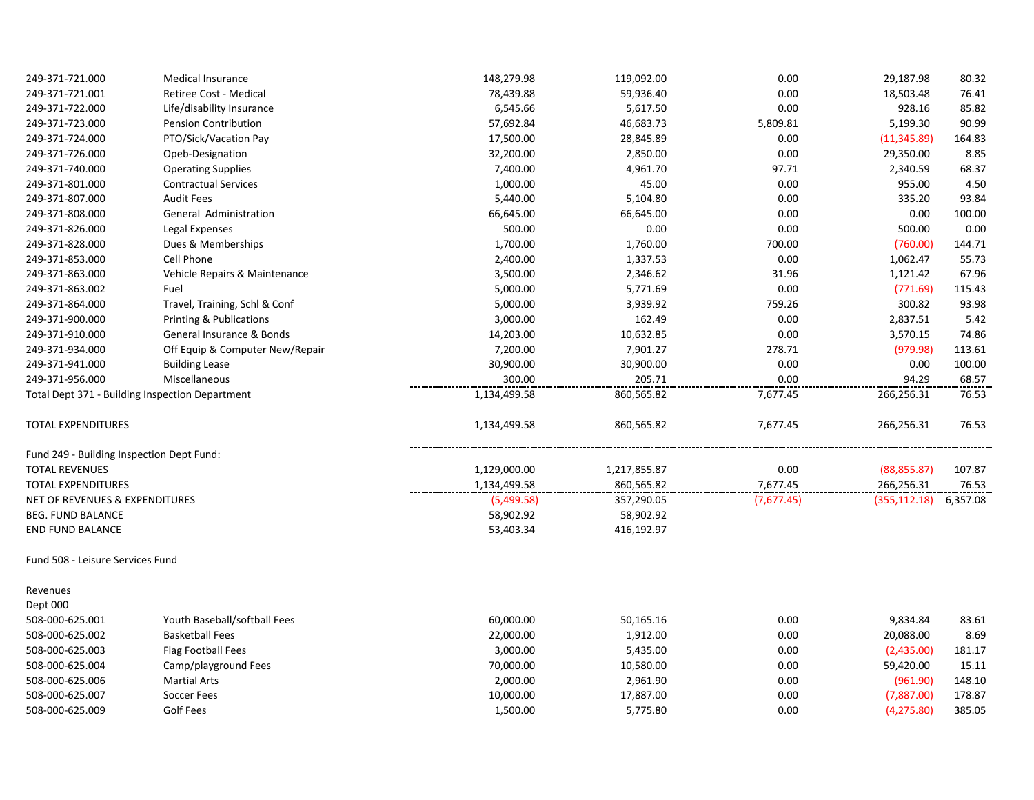| | | | | | | |
|---|---|---|---|---|---|---|
| 249-371-721.000 | Medical Insurance | 148,279.98 | 119,092.00 | 0.00 | 29,187.98 | 80.32 |
| 249-371-721.001 | Retiree Cost - Medical | 78,439.88 | 59,936.40 | 0.00 | 18,503.48 | 76.41 |
| 249-371-722.000 | Life/disability Insurance | 6,545.66 | 5,617.50 | 0.00 | 928.16 | 85.82 |
| 249-371-723.000 | Pension Contribution | 57,692.84 | 46,683.73 | 5,809.81 | 5,199.30 | 90.99 |
| 249-371-724.000 | PTO/Sick/Vacation Pay | 17,500.00 | 28,845.89 | 0.00 | (11,345.89) | 164.83 |
| 249-371-726.000 | Opeb-Designation | 32,200.00 | 2,850.00 | 0.00 | 29,350.00 | 8.85 |
| 249-371-740.000 | Operating Supplies | 7,400.00 | 4,961.70 | 97.71 | 2,340.59 | 68.37 |
| 249-371-801.000 | Contractual Services | 1,000.00 | 45.00 | 0.00 | 955.00 | 4.50 |
| 249-371-807.000 | Audit Fees | 5,440.00 | 5,104.80 | 0.00 | 335.20 | 93.84 |
| 249-371-808.000 | General Administration | 66,645.00 | 66,645.00 | 0.00 | 0.00 | 100.00 |
| 249-371-826.000 | Legal Expenses | 500.00 | 0.00 | 0.00 | 500.00 | 0.00 |
| 249-371-828.000 | Dues & Memberships | 1,700.00 | 1,760.00 | 700.00 | (760.00) | 144.71 |
| 249-371-853.000 | Cell Phone | 2,400.00 | 1,337.53 | 0.00 | 1,062.47 | 55.73 |
| 249-371-863.000 | Vehicle Repairs & Maintenance | 3,500.00 | 2,346.62 | 31.96 | 1,121.42 | 67.96 |
| 249-371-863.002 | Fuel | 5,000.00 | 5,771.69 | 0.00 | (771.69) | 115.43 |
| 249-371-864.000 | Travel, Training, Schl & Conf | 5,000.00 | 3,939.92 | 759.26 | 300.82 | 93.98 |
| 249-371-900.000 | Printing & Publications | 3,000.00 | 162.49 | 0.00 | 2,837.51 | 5.42 |
| 249-371-910.000 | General Insurance & Bonds | 14,203.00 | 10,632.85 | 0.00 | 3,570.15 | 74.86 |
| 249-371-934.000 | Off Equip & Computer New/Repair | 7,200.00 | 7,901.27 | 278.71 | (979.98) | 113.61 |
| 249-371-941.000 | Building Lease | 30,900.00 | 30,900.00 | 0.00 | 0.00 | 100.00 |
| 249-371-956.000 | Miscellaneous | 300.00 | 205.71 | 0.00 | 94.29 | 68.57 |
| Total Dept 371 - Building Inspection Department | | 1,134,499.58 | 860,565.82 | 7,677.45 | 266,256.31 | 76.53 |
| | | | | | | |
| TOTAL EXPENDITURES | | 1,134,499.58 | 860,565.82 | 7,677.45 | 266,256.31 | 76.53 |
| | | | | | | |
| Fund 249 - Building Inspection Dept Fund: | | | | | | |
| TOTAL REVENUES | | 1,129,000.00 | 1,217,855.87 | 0.00 | (88,855.87) | 107.87 |
| TOTAL EXPENDITURES | | 1,134,499.58 | 860,565.82 | 7,677.45 | 266,256.31 | 76.53 |
| NET OF REVENUES & EXPENDITURES | | (5,499.58) | 357,290.05 | (7,677.45) | (355,112.18) | 6,357.08 |
| BEG. FUND BALANCE | | 58,902.92 | 58,902.92 | | | |
| END FUND BALANCE | | 53,403.34 | 416,192.97 | | | |
| | | | | | | |
| Fund 508 - Leisure Services Fund | | | | | | |
| | | | | | | |
| Revenues | | | | | | |
| Dept 000 | | | | | | |
| 508-000-625.001 | Youth Baseball/softball Fees | 60,000.00 | 50,165.16 | 0.00 | 9,834.84 | 83.61 |
| 508-000-625.002 | Basketball Fees | 22,000.00 | 1,912.00 | 0.00 | 20,088.00 | 8.69 |
| 508-000-625.003 | Flag Football Fees | 3,000.00 | 5,435.00 | 0.00 | (2,435.00) | 181.17 |
| 508-000-625.004 | Camp/playground Fees | 70,000.00 | 10,580.00 | 0.00 | 59,420.00 | 15.11 |
| 508-000-625.006 | Martial Arts | 2,000.00 | 2,961.90 | 0.00 | (961.90) | 148.10 |
| 508-000-625.007 | Soccer Fees | 10,000.00 | 17,887.00 | 0.00 | (7,887.00) | 178.87 |
| 508-000-625.009 | Golf Fees | 1,500.00 | 5,775.80 | 0.00 | (4,275.80) | 385.05 |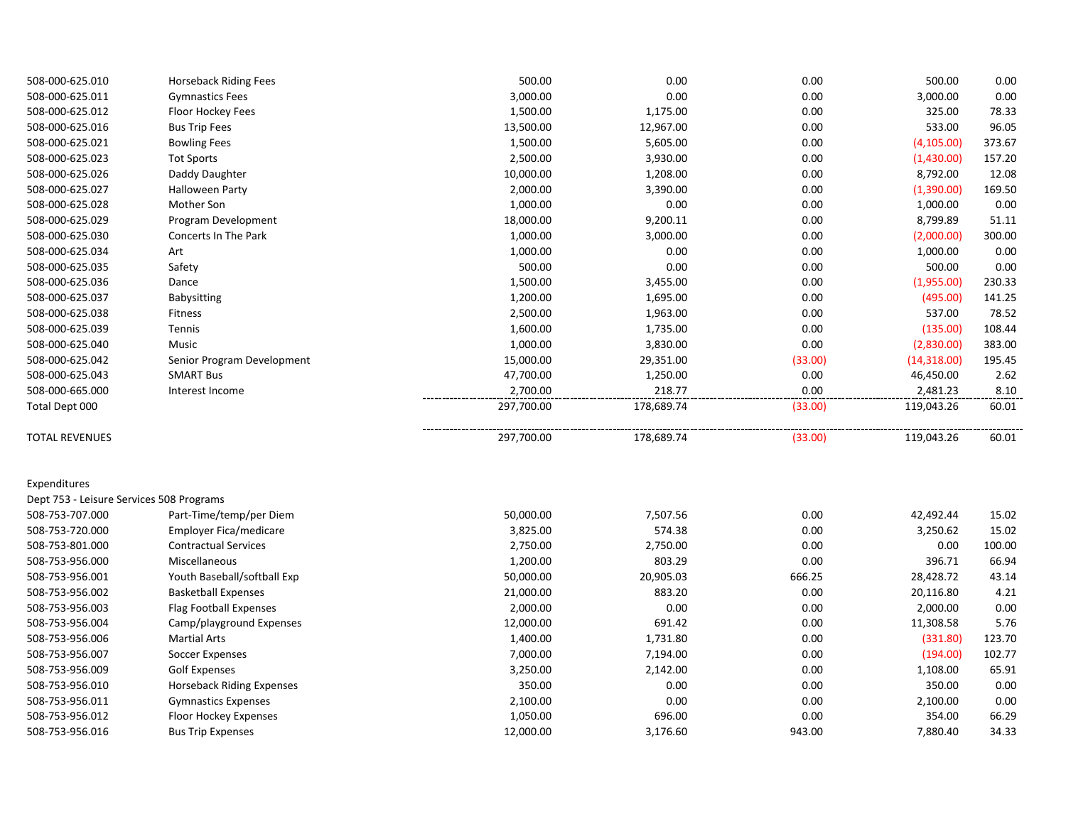| | | | | | | |
|---|---|---|---|---|---|---|
| 508-000-625.010 | Horseback Riding Fees | 500.00 | 0.00 | 0.00 | 500.00 | 0.00 |
| 508-000-625.011 | Gymnastics Fees | 3,000.00 | 0.00 | 0.00 | 3,000.00 | 0.00 |
| 508-000-625.012 | Floor Hockey Fees | 1,500.00 | 1,175.00 | 0.00 | 325.00 | 78.33 |
| 508-000-625.016 | Bus Trip Fees | 13,500.00 | 12,967.00 | 0.00 | 533.00 | 96.05 |
| 508-000-625.021 | Bowling Fees | 1,500.00 | 5,605.00 | 0.00 | (4,105.00) | 373.67 |
| 508-000-625.023 | Tot Sports | 2,500.00 | 3,930.00 | 0.00 | (1,430.00) | 157.20 |
| 508-000-625.026 | Daddy Daughter | 10,000.00 | 1,208.00 | 0.00 | 8,792.00 | 12.08 |
| 508-000-625.027 | Halloween Party | 2,000.00 | 3,390.00 | 0.00 | (1,390.00) | 169.50 |
| 508-000-625.028 | Mother Son | 1,000.00 | 0.00 | 0.00 | 1,000.00 | 0.00 |
| 508-000-625.029 | Program Development | 18,000.00 | 9,200.11 | 0.00 | 8,799.89 | 51.11 |
| 508-000-625.030 | Concerts In The Park | 1,000.00 | 3,000.00 | 0.00 | (2,000.00) | 300.00 |
| 508-000-625.034 | Art | 1,000.00 | 0.00 | 0.00 | 1,000.00 | 0.00 |
| 508-000-625.035 | Safety | 500.00 | 0.00 | 0.00 | 500.00 | 0.00 |
| 508-000-625.036 | Dance | 1,500.00 | 3,455.00 | 0.00 | (1,955.00) | 230.33 |
| 508-000-625.037 | Babysitting | 1,200.00 | 1,695.00 | 0.00 | (495.00) | 141.25 |
| 508-000-625.038 | Fitness | 2,500.00 | 1,963.00 | 0.00 | 537.00 | 78.52 |
| 508-000-625.039 | Tennis | 1,600.00 | 1,735.00 | 0.00 | (135.00) | 108.44 |
| 508-000-625.040 | Music | 1,000.00 | 3,830.00 | 0.00 | (2,830.00) | 383.00 |
| 508-000-625.042 | Senior Program Development | 15,000.00 | 29,351.00 | (33.00) | (14,318.00) | 195.45 |
| 508-000-625.043 | SMART Bus | 47,700.00 | 1,250.00 | 0.00 | 46,450.00 | 2.62 |
| 508-000-665.000 | Interest Income | 2,700.00 | 218.77 | 0.00 | 2,481.23 | 8.10 |
| Total Dept 000 | | 297,700.00 | 178,689.74 | (33.00) | 119,043.26 | 60.01 |
| | | | | | | |
| TOTAL REVENUES | | 297,700.00 | 178,689.74 | (33.00) | 119,043.26 | 60.01 |

Expenditures

Dept 753 - Leisure Services 508 Programs

| | | | | | | |
|---|---|---|---|---|---|---|
| 508-753-707.000 | Part-Time/temp/per Diem | 50,000.00 | 7,507.56 | 0.00 | 42,492.44 | 15.02 |
| 508-753-720.000 | Employer Fica/medicare | 3,825.00 | 574.38 | 0.00 | 3,250.62 | 15.02 |
| 508-753-801.000 | Contractual Services | 2,750.00 | 2,750.00 | 0.00 | 0.00 | 100.00 |
| 508-753-956.000 | Miscellaneous | 1,200.00 | 803.29 | 0.00 | 396.71 | 66.94 |
| 508-753-956.001 | Youth Baseball/softball Exp | 50,000.00 | 20,905.03 | 666.25 | 28,428.72 | 43.14 |
| 508-753-956.002 | Basketball Expenses | 21,000.00 | 883.20 | 0.00 | 20,116.80 | 4.21 |
| 508-753-956.003 | Flag Football Expenses | 2,000.00 | 0.00 | 0.00 | 2,000.00 | 0.00 |
| 508-753-956.004 | Camp/playground Expenses | 12,000.00 | 691.42 | 0.00 | 11,308.58 | 5.76 |
| 508-753-956.006 | Martial Arts | 1,400.00 | 1,731.80 | 0.00 | (331.80) | 123.70 |
| 508-753-956.007 | Soccer Expenses | 7,000.00 | 7,194.00 | 0.00 | (194.00) | 102.77 |
| 508-753-956.009 | Golf Expenses | 3,250.00 | 2,142.00 | 0.00 | 1,108.00 | 65.91 |
| 508-753-956.010 | Horseback Riding Expenses | 350.00 | 0.00 | 0.00 | 350.00 | 0.00 |
| 508-753-956.011 | Gymnastics Expenses | 2,100.00 | 0.00 | 0.00 | 2,100.00 | 0.00 |
| 508-753-956.012 | Floor Hockey Expenses | 1,050.00 | 696.00 | 0.00 | 354.00 | 66.29 |
| 508-753-956.016 | Bus Trip Expenses | 12,000.00 | 3,176.60 | 943.00 | 7,880.40 | 34.33 |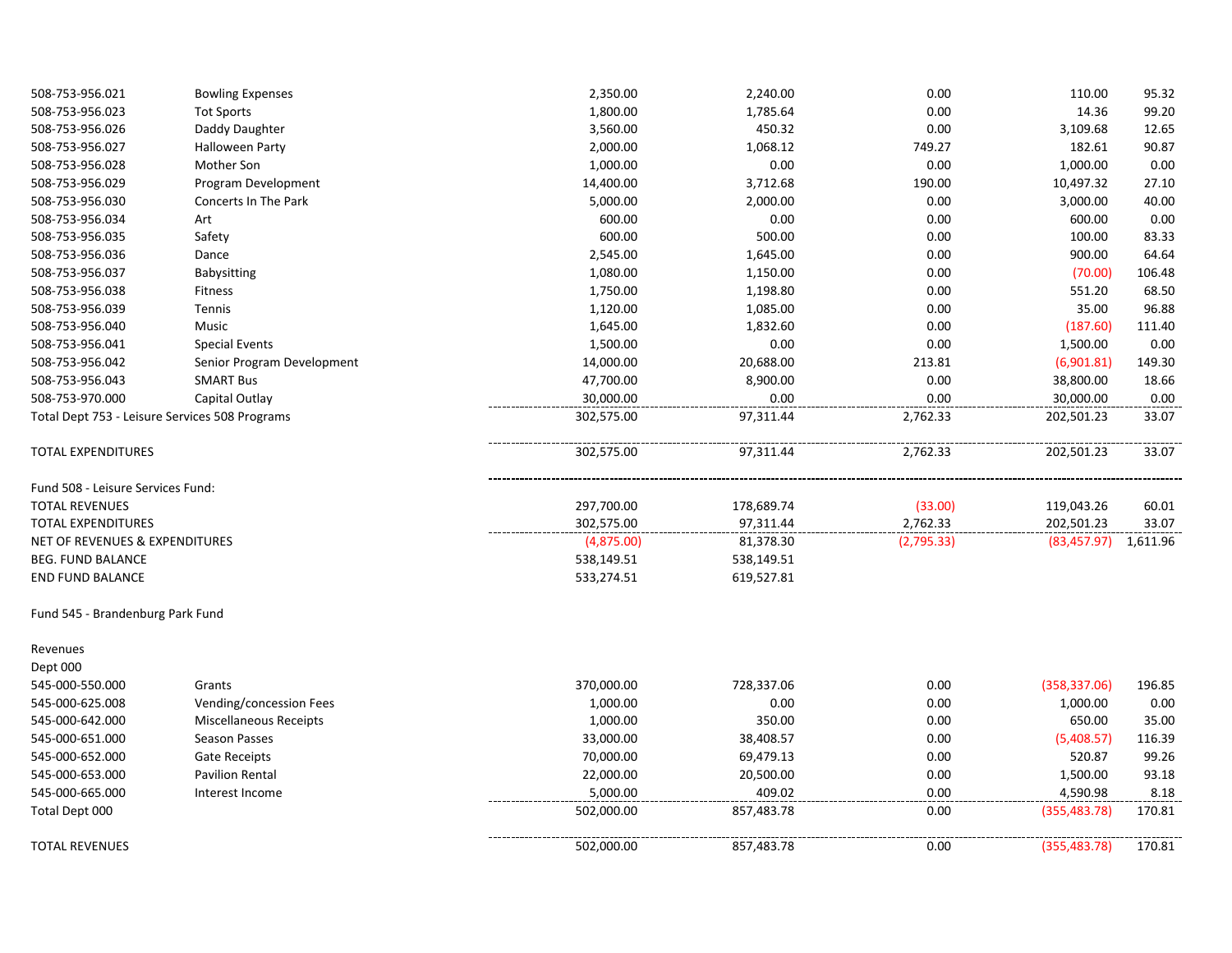| | | | | | | |
|---|---|---|---|---|---|---|
| 508-753-956.021 | Bowling Expenses | 2,350.00 | 2,240.00 | 0.00 | 110.00 | 95.32 |
| 508-753-956.023 | Tot Sports | 1,800.00 | 1,785.64 | 0.00 | 14.36 | 99.20 |
| 508-753-956.026 | Daddy Daughter | 3,560.00 | 450.32 | 0.00 | 3,109.68 | 12.65 |
| 508-753-956.027 | Halloween Party | 2,000.00 | 1,068.12 | 749.27 | 182.61 | 90.87 |
| 508-753-956.028 | Mother Son | 1,000.00 | 0.00 | 0.00 | 1,000.00 | 0.00 |
| 508-753-956.029 | Program Development | 14,400.00 | 3,712.68 | 190.00 | 10,497.32 | 27.10 |
| 508-753-956.030 | Concerts In The Park | 5,000.00 | 2,000.00 | 0.00 | 3,000.00 | 40.00 |
| 508-753-956.034 | Art | 600.00 | 0.00 | 0.00 | 600.00 | 0.00 |
| 508-753-956.035 | Safety | 600.00 | 500.00 | 0.00 | 100.00 | 83.33 |
| 508-753-956.036 | Dance | 2,545.00 | 1,645.00 | 0.00 | 900.00 | 64.64 |
| 508-753-956.037 | Babysitting | 1,080.00 | 1,150.00 | 0.00 | (70.00) | 106.48 |
| 508-753-956.038 | Fitness | 1,750.00 | 1,198.80 | 0.00 | 551.20 | 68.50 |
| 508-753-956.039 | Tennis | 1,120.00 | 1,085.00 | 0.00 | 35.00 | 96.88 |
| 508-753-956.040 | Music | 1,645.00 | 1,832.60 | 0.00 | (187.60) | 111.40 |
| 508-753-956.041 | Special Events | 1,500.00 | 0.00 | 0.00 | 1,500.00 | 0.00 |
| 508-753-956.042 | Senior Program Development | 14,000.00 | 20,688.00 | 213.81 | (6,901.81) | 149.30 |
| 508-753-956.043 | SMART Bus | 47,700.00 | 8,900.00 | 0.00 | 38,800.00 | 18.66 |
| 508-753-970.000 | Capital Outlay | 30,000.00 | 0.00 | 0.00 | 30,000.00 | 0.00 |
| Total Dept 753 - Leisure Services 508 Programs | | 302,575.00 | 97,311.44 | 2,762.33 | 202,501.23 | 33.07 |
| | | | | | | |
| TOTAL EXPENDITURES | | 302,575.00 | 97,311.44 | 2,762.33 | 202,501.23 | 33.07 |
| | | | | | | |
| Fund 508 - Leisure Services Fund: | | | | | | |
| TOTAL REVENUES | | 297,700.00 | 178,689.74 | (33.00) | 119,043.26 | 60.01 |
| TOTAL EXPENDITURES | | 302,575.00 | 97,311.44 | 2,762.33 | 202,501.23 | 33.07 |
| NET OF REVENUES & EXPENDITURES | | (4,875.00) | 81,378.30 | (2,795.33) | (83,457.97) | 1,611.96 |
| BEG. FUND BALANCE | | 538,149.51 | 538,149.51 | | | |
| END FUND BALANCE | | 533,274.51 | 619,527.81 | | | |
| | | | | | | |
| Fund 545 - Brandenburg Park Fund | | | | | | |
| | | | | | | |
| Revenues | | | | | | |
| Dept 000 | | | | | | |
| 545-000-550.000 | Grants | 370,000.00 | 728,337.06 | 0.00 | (358,337.06) | 196.85 |
| 545-000-625.008 | Vending/concession Fees | 1,000.00 | 0.00 | 0.00 | 1,000.00 | 0.00 |
| 545-000-642.000 | Miscellaneous Receipts | 1,000.00 | 350.00 | 0.00 | 650.00 | 35.00 |
| 545-000-651.000 | Season Passes | 33,000.00 | 38,408.57 | 0.00 | (5,408.57) | 116.39 |
| 545-000-652.000 | Gate Receipts | 70,000.00 | 69,479.13 | 0.00 | 520.87 | 99.26 |
| 545-000-653.000 | Pavilion Rental | 22,000.00 | 20,500.00 | 0.00 | 1,500.00 | 93.18 |
| 545-000-665.000 | Interest Income | 5,000.00 | 409.02 | 0.00 | 4,590.98 | 8.18 |
| Total Dept 000 | | 502,000.00 | 857,483.78 | 0.00 | (355,483.78) | 170.81 |
| | | | | | | |
| TOTAL REVENUES | | 502,000.00 | 857,483.78 | 0.00 | (355,483.78) | 170.81 |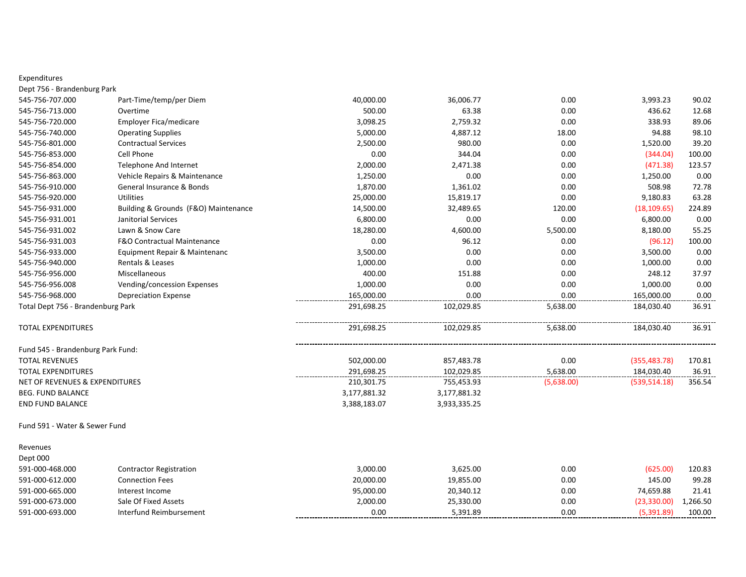| | | | | | | |
|---|---|---|---|---|---|---|
| Expenditures | | | | | | |
| Dept 756 - Brandenburg Park | | | | | | |
| 545-756-707.000 | Part-Time/temp/per Diem | 40,000.00 | 36,006.77 | 0.00 | 3,993.23 | 90.02 |
| 545-756-713.000 | Overtime | 500.00 | 63.38 | 0.00 | 436.62 | 12.68 |
| 545-756-720.000 | Employer Fica/medicare | 3,098.25 | 2,759.32 | 0.00 | 338.93 | 89.06 |
| 545-756-740.000 | Operating Supplies | 5,000.00 | 4,887.12 | 18.00 | 94.88 | 98.10 |
| 545-756-801.000 | Contractual Services | 2,500.00 | 980.00 | 0.00 | 1,520.00 | 39.20 |
| 545-756-853.000 | Cell Phone | 0.00 | 344.04 | 0.00 | (344.04) | 100.00 |
| 545-756-854.000 | Telephone And Internet | 2,000.00 | 2,471.38 | 0.00 | (471.38) | 123.57 |
| 545-756-863.000 | Vehicle Repairs & Maintenance | 1,250.00 | 0.00 | 0.00 | 1,250.00 | 0.00 |
| 545-756-910.000 | General Insurance & Bonds | 1,870.00 | 1,361.02 | 0.00 | 508.98 | 72.78 |
| 545-756-920.000 | Utilities | 25,000.00 | 15,819.17 | 0.00 | 9,180.83 | 63.28 |
| 545-756-931.000 | Building & Grounds (F&O) Maintenance | 14,500.00 | 32,489.65 | 120.00 | (18,109.65) | 224.89 |
| 545-756-931.001 | Janitorial Services | 6,800.00 | 0.00 | 0.00 | 6,800.00 | 0.00 |
| 545-756-931.002 | Lawn & Snow Care | 18,280.00 | 4,600.00 | 5,500.00 | 8,180.00 | 55.25 |
| 545-756-931.003 | F&O Contractual Maintenance | 0.00 | 96.12 | 0.00 | (96.12) | 100.00 |
| 545-756-933.000 | Equipment Repair & Maintenanc | 3,500.00 | 0.00 | 0.00 | 3,500.00 | 0.00 |
| 545-756-940.000 | Rentals & Leases | 1,000.00 | 0.00 | 0.00 | 1,000.00 | 0.00 |
| 545-756-956.000 | Miscellaneous | 400.00 | 151.88 | 0.00 | 248.12 | 37.97 |
| 545-756-956.008 | Vending/concession Expenses | 1,000.00 | 0.00 | 0.00 | 1,000.00 | 0.00 |
| 545-756-968.000 | Depreciation Expense | 165,000.00 | 0.00 | 0.00 | 165,000.00 | 0.00 |
| Total Dept 756 - Brandenburg Park | | 291,698.25 | 102,029.85 | 5,638.00 | 184,030.40 | 36.91 |
| TOTAL EXPENDITURES | | 291,698.25 | 102,029.85 | 5,638.00 | 184,030.40 | 36.91 |
| Fund 545 - Brandenburg Park Fund: | | | | | | |
| TOTAL REVENUES | | 502,000.00 | 857,483.78 | 0.00 | (355,483.78) | 170.81 |
| TOTAL EXPENDITURES | | 291,698.25 | 102,029.85 | 5,638.00 | 184,030.40 | 36.91 |
| NET OF REVENUES & EXPENDITURES | | 210,301.75 | 755,453.93 | (5,638.00) | (539,514.18) | 356.54 |
| BEG. FUND BALANCE | | 3,177,881.32 | 3,177,881.32 | | | |
| END FUND BALANCE | | 3,388,183.07 | 3,933,335.25 | | | |
| Fund 591 - Water & Sewer Fund | | | | | | |
| Revenues | | | | | | |
| Dept 000 | | | | | | |
| 591-000-468.000 | Contractor Registration | 3,000.00 | 3,625.00 | 0.00 | (625.00) | 120.83 |
| 591-000-612.000 | Connection Fees | 20,000.00 | 19,855.00 | 0.00 | 145.00 | 99.28 |
| 591-000-665.000 | Interest Income | 95,000.00 | 20,340.12 | 0.00 | 74,659.88 | 21.41 |
| 591-000-673.000 | Sale Of Fixed Assets | 2,000.00 | 25,330.00 | 0.00 | (23,330.00) | 1,266.50 |
| 591-000-693.000 | Interfund Reimbursement | 0.00 | 5,391.89 | 0.00 | (5,391.89) | 100.00 |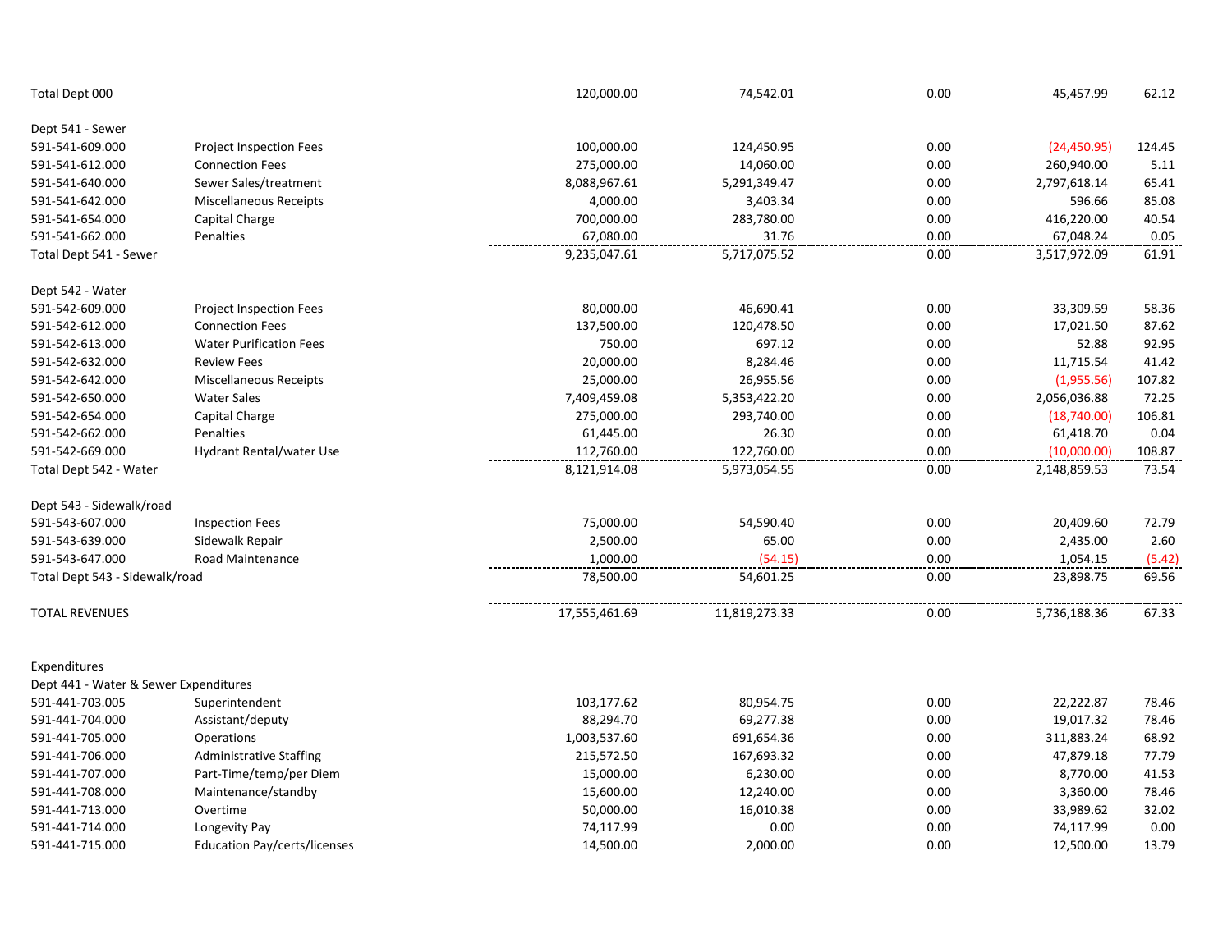| | | | | | | |
|---|---|---|---|---|---|---|
| Total Dept 000 | | 120,000.00 | 74,542.01 | 0.00 | 45,457.99 | 62.12 |
| Dept 541 - Sewer | | | | | | |
| 591-541-609.000 | Project Inspection Fees | 100,000.00 | 124,450.95 | 0.00 | (24,450.95) | 124.45 |
| 591-541-612.000 | Connection Fees | 275,000.00 | 14,060.00 | 0.00 | 260,940.00 | 5.11 |
| 591-541-640.000 | Sewer Sales/treatment | 8,088,967.61 | 5,291,349.47 | 0.00 | 2,797,618.14 | 65.41 |
| 591-541-642.000 | Miscellaneous Receipts | 4,000.00 | 3,403.34 | 0.00 | 596.66 | 85.08 |
| 591-541-654.000 | Capital Charge | 700,000.00 | 283,780.00 | 0.00 | 416,220.00 | 40.54 |
| 591-541-662.000 | Penalties | 67,080.00 | 31.76 | 0.00 | 67,048.24 | 0.05 |
| Total Dept 541 - Sewer | | 9,235,047.61 | 5,717,075.52 | 0.00 | 3,517,972.09 | 61.91 |
| Dept 542 - Water | | | | | | |
| 591-542-609.000 | Project Inspection Fees | 80,000.00 | 46,690.41 | 0.00 | 33,309.59 | 58.36 |
| 591-542-612.000 | Connection Fees | 137,500.00 | 120,478.50 | 0.00 | 17,021.50 | 87.62 |
| 591-542-613.000 | Water Purification Fees | 750.00 | 697.12 | 0.00 | 52.88 | 92.95 |
| 591-542-632.000 | Review Fees | 20,000.00 | 8,284.46 | 0.00 | 11,715.54 | 41.42 |
| 591-542-642.000 | Miscellaneous Receipts | 25,000.00 | 26,955.56 | 0.00 | (1,955.56) | 107.82 |
| 591-542-650.000 | Water Sales | 7,409,459.08 | 5,353,422.20 | 0.00 | 2,056,036.88 | 72.25 |
| 591-542-654.000 | Capital Charge | 275,000.00 | 293,740.00 | 0.00 | (18,740.00) | 106.81 |
| 591-542-662.000 | Penalties | 61,445.00 | 26.30 | 0.00 | 61,418.70 | 0.04 |
| 591-542-669.000 | Hydrant Rental/water Use | 112,760.00 | 122,760.00 | 0.00 | (10,000.00) | 108.87 |
| Total Dept 542 - Water | | 8,121,914.08 | 5,973,054.55 | 0.00 | 2,148,859.53 | 73.54 |
| Dept 543 - Sidewalk/road | | | | | | |
| 591-543-607.000 | Inspection Fees | 75,000.00 | 54,590.40 | 0.00 | 20,409.60 | 72.79 |
| 591-543-639.000 | Sidewalk Repair | 2,500.00 | 65.00 | 0.00 | 2,435.00 | 2.60 |
| 591-543-647.000 | Road Maintenance | 1,000.00 | (54.15) | 0.00 | 1,054.15 | (5.42) |
| Total Dept 543 - Sidewalk/road | | 78,500.00 | 54,601.25 | 0.00 | 23,898.75 | 69.56 |
| TOTAL REVENUES | | 17,555,461.69 | 11,819,273.33 | 0.00 | 5,736,188.36 | 67.33 |
| Expenditures | | | | | | |
| Dept 441 - Water & Sewer Expenditures | | | | | | |
| 591-441-703.005 | Superintendent | 103,177.62 | 80,954.75 | 0.00 | 22,222.87 | 78.46 |
| 591-441-704.000 | Assistant/deputy | 88,294.70 | 69,277.38 | 0.00 | 19,017.32 | 78.46 |
| 591-441-705.000 | Operations | 1,003,537.60 | 691,654.36 | 0.00 | 311,883.24 | 68.92 |
| 591-441-706.000 | Administrative Staffing | 215,572.50 | 167,693.32 | 0.00 | 47,879.18 | 77.79 |
| 591-441-707.000 | Part-Time/temp/per Diem | 15,000.00 | 6,230.00 | 0.00 | 8,770.00 | 41.53 |
| 591-441-708.000 | Maintenance/standby | 15,600.00 | 12,240.00 | 0.00 | 3,360.00 | 78.46 |
| 591-441-713.000 | Overtime | 50,000.00 | 16,010.38 | 0.00 | 33,989.62 | 32.02 |
| 591-441-714.000 | Longevity Pay | 74,117.99 | 0.00 | 0.00 | 74,117.99 | 0.00 |
| 591-441-715.000 | Education Pay/certs/licenses | 14,500.00 | 2,000.00 | 0.00 | 12,500.00 | 13.79 |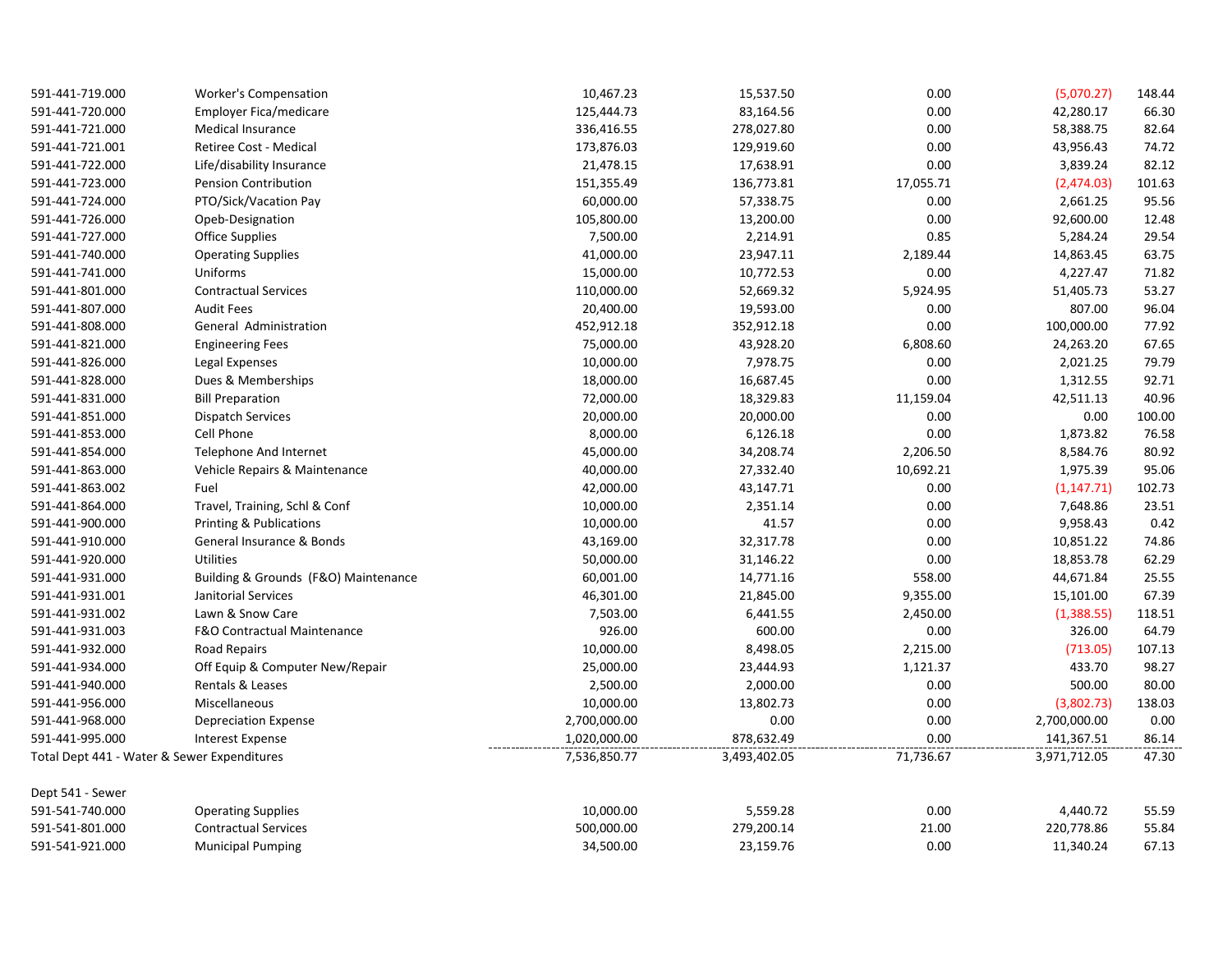| | | | | | | |
|---|---|---|---|---|---|---|
| 591-441-719.000 | Worker's Compensation | 10,467.23 | 15,537.50 | 0.00 | (5,070.27) | 148.44 |
| 591-441-720.000 | Employer Fica/medicare | 125,444.73 | 83,164.56 | 0.00 | 42,280.17 | 66.30 |
| 591-441-721.000 | Medical Insurance | 336,416.55 | 278,027.80 | 0.00 | 58,388.75 | 82.64 |
| 591-441-721.001 | Retiree Cost - Medical | 173,876.03 | 129,919.60 | 0.00 | 43,956.43 | 74.72 |
| 591-441-722.000 | Life/disability Insurance | 21,478.15 | 17,638.91 | 0.00 | 3,839.24 | 82.12 |
| 591-441-723.000 | Pension Contribution | 151,355.49 | 136,773.81 | 17,055.71 | (2,474.03) | 101.63 |
| 591-441-724.000 | PTO/Sick/Vacation Pay | 60,000.00 | 57,338.75 | 0.00 | 2,661.25 | 95.56 |
| 591-441-726.000 | Opeb-Designation | 105,800.00 | 13,200.00 | 0.00 | 92,600.00 | 12.48 |
| 591-441-727.000 | Office Supplies | 7,500.00 | 2,214.91 | 0.85 | 5,284.24 | 29.54 |
| 591-441-740.000 | Operating Supplies | 41,000.00 | 23,947.11 | 2,189.44 | 14,863.45 | 63.75 |
| 591-441-741.000 | Uniforms | 15,000.00 | 10,772.53 | 0.00 | 4,227.47 | 71.82 |
| 591-441-801.000 | Contractual Services | 110,000.00 | 52,669.32 | 5,924.95 | 51,405.73 | 53.27 |
| 591-441-807.000 | Audit Fees | 20,400.00 | 19,593.00 | 0.00 | 807.00 | 96.04 |
| 591-441-808.000 | General Administration | 452,912.18 | 352,912.18 | 0.00 | 100,000.00 | 77.92 |
| 591-441-821.000 | Engineering Fees | 75,000.00 | 43,928.20 | 6,808.60 | 24,263.20 | 67.65 |
| 591-441-826.000 | Legal Expenses | 10,000.00 | 7,978.75 | 0.00 | 2,021.25 | 79.79 |
| 591-441-828.000 | Dues & Memberships | 18,000.00 | 16,687.45 | 0.00 | 1,312.55 | 92.71 |
| 591-441-831.000 | Bill Preparation | 72,000.00 | 18,329.83 | 11,159.04 | 42,511.13 | 40.96 |
| 591-441-851.000 | Dispatch Services | 20,000.00 | 20,000.00 | 0.00 | 0.00 | 100.00 |
| 591-441-853.000 | Cell Phone | 8,000.00 | 6,126.18 | 0.00 | 1,873.82 | 76.58 |
| 591-441-854.000 | Telephone And Internet | 45,000.00 | 34,208.74 | 2,206.50 | 8,584.76 | 80.92 |
| 591-441-863.000 | Vehicle Repairs & Maintenance | 40,000.00 | 27,332.40 | 10,692.21 | 1,975.39 | 95.06 |
| 591-441-863.002 | Fuel | 42,000.00 | 43,147.71 | 0.00 | (1,147.71) | 102.73 |
| 591-441-864.000 | Travel, Training, Schl & Conf | 10,000.00 | 2,351.14 | 0.00 | 7,648.86 | 23.51 |
| 591-441-900.000 | Printing & Publications | 10,000.00 | 41.57 | 0.00 | 9,958.43 | 0.42 |
| 591-441-910.000 | General Insurance & Bonds | 43,169.00 | 32,317.78 | 0.00 | 10,851.22 | 74.86 |
| 591-441-920.000 | Utilities | 50,000.00 | 31,146.22 | 0.00 | 18,853.78 | 62.29 |
| 591-441-931.000 | Building & Grounds (F&O) Maintenance | 60,001.00 | 14,771.16 | 558.00 | 44,671.84 | 25.55 |
| 591-441-931.001 | Janitorial Services | 46,301.00 | 21,845.00 | 9,355.00 | 15,101.00 | 67.39 |
| 591-441-931.002 | Lawn & Snow Care | 7,503.00 | 6,441.55 | 2,450.00 | (1,388.55) | 118.51 |
| 591-441-931.003 | F&O Contractual Maintenance | 926.00 | 600.00 | 0.00 | 326.00 | 64.79 |
| 591-441-932.000 | Road Repairs | 10,000.00 | 8,498.05 | 2,215.00 | (713.05) | 107.13 |
| 591-441-934.000 | Off Equip & Computer New/Repair | 25,000.00 | 23,444.93 | 1,121.37 | 433.70 | 98.27 |
| 591-441-940.000 | Rentals & Leases | 2,500.00 | 2,000.00 | 0.00 | 500.00 | 80.00 |
| 591-441-956.000 | Miscellaneous | 10,000.00 | 13,802.73 | 0.00 | (3,802.73) | 138.03 |
| 591-441-968.000 | Depreciation Expense | 2,700,000.00 | 0.00 | 0.00 | 2,700,000.00 | 0.00 |
| 591-441-995.000 | Interest Expense | 1,020,000.00 | 878,632.49 | 0.00 | 141,367.51 | 86.14 |
| Total Dept 441 - Water & Sewer Expenditures | | 7,536,850.77 | 3,493,402.05 | 71,736.67 | 3,971,712.05 | 47.30 |
| | | | | | | |
| Dept 541 - Sewer | | | | | | |
| 591-541-740.000 | Operating Supplies | 10,000.00 | 5,559.28 | 0.00 | 4,440.72 | 55.59 |
| 591-541-801.000 | Contractual Services | 500,000.00 | 279,200.14 | 21.00 | 220,778.86 | 55.84 |
| 591-541-921.000 | Municipal Pumping | 34,500.00 | 23,159.76 | 0.00 | 11,340.24 | 67.13 |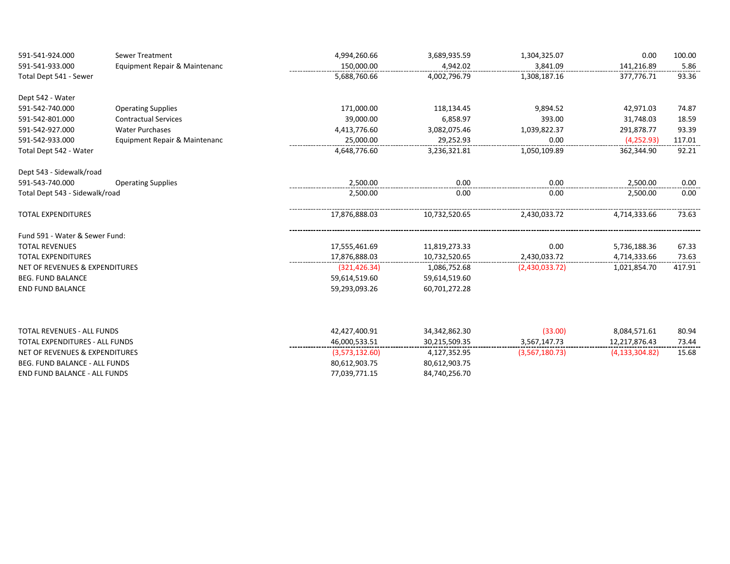| | | | | | | |
|---|---|---|---|---|---|---|
| 591-541-924.000 | Sewer Treatment | 4,994,260.66 | 3,689,935.59 | 1,304,325.07 | 0.00 | 100.00 |
| 591-541-933.000 | Equipment Repair & Maintenanc | 150,000.00 | 4,942.02 | 3,841.09 | 141,216.89 | 5.86 |
| Total Dept 541 - Sewer | | 5,688,760.66 | 4,002,796.79 | 1,308,187.16 | 377,776.71 | 93.36 |
| | | | | | | |
| Dept 542 - Water | | | | | | |
| 591-542-740.000 | Operating Supplies | 171,000.00 | 118,134.45 | 9,894.52 | 42,971.03 | 74.87 |
| 591-542-801.000 | Contractual Services | 39,000.00 | 6,858.97 | 393.00 | 31,748.03 | 18.59 |
| 591-542-927.000 | Water Purchases | 4,413,776.60 | 3,082,075.46 | 1,039,822.37 | 291,878.77 | 93.39 |
| 591-542-933.000 | Equipment Repair & Maintenanc | 25,000.00 | 29,252.93 | 0.00 | (4,252.93) | 117.01 |
| Total Dept 542 - Water | | 4,648,776.60 | 3,236,321.81 | 1,050,109.89 | 362,344.90 | 92.21 |
| | | | | | | |
| Dept 543 - Sidewalk/road | | | | | | |
| 591-543-740.000 | Operating Supplies | 2,500.00 | 0.00 | 0.00 | 2,500.00 | 0.00 |
| Total Dept 543 - Sidewalk/road | | 2,500.00 | 0.00 | 0.00 | 2,500.00 | 0.00 |
| | | | | | | |
| TOTAL EXPENDITURES | | 17,876,888.03 | 10,732,520.65 | 2,430,033.72 | 4,714,333.66 | 73.63 |
| | | | | | | |
| Fund 591 - Water & Sewer Fund: | | | | | | |
| TOTAL REVENUES | | 17,555,461.69 | 11,819,273.33 | 0.00 | 5,736,188.36 | 67.33 |
| TOTAL EXPENDITURES | | 17,876,888.03 | 10,732,520.65 | 2,430,033.72 | 4,714,333.66 | 73.63 |
| NET OF REVENUES & EXPENDITURES | | (321,426.34) | 1,086,752.68 | (2,430,033.72) | 1,021,854.70 | 417.91 |
| BEG. FUND BALANCE | | 59,614,519.60 | 59,614,519.60 | | | |
| END FUND BALANCE | | 59,293,093.26 | 60,701,272.28 | | | |
| | | | | | | |
| TOTAL REVENUES - ALL FUNDS | | 42,427,400.91 | 34,342,862.30 | (33.00) | 8,084,571.61 | 80.94 |
| TOTAL EXPENDITURES - ALL FUNDS | | 46,000,533.51 | 30,215,509.35 | 3,567,147.73 | 12,217,876.43 | 73.44 |
| NET OF REVENUES & EXPENDITURES | | (3,573,132.60) | 4,127,352.95 | (3,567,180.73) | (4,133,304.82) | 15.68 |
| BEG. FUND BALANCE - ALL FUNDS | | 80,612,903.75 | 80,612,903.75 | | | |
| END FUND BALANCE - ALL FUNDS | | 77,039,771.15 | 84,740,256.70 | | | |